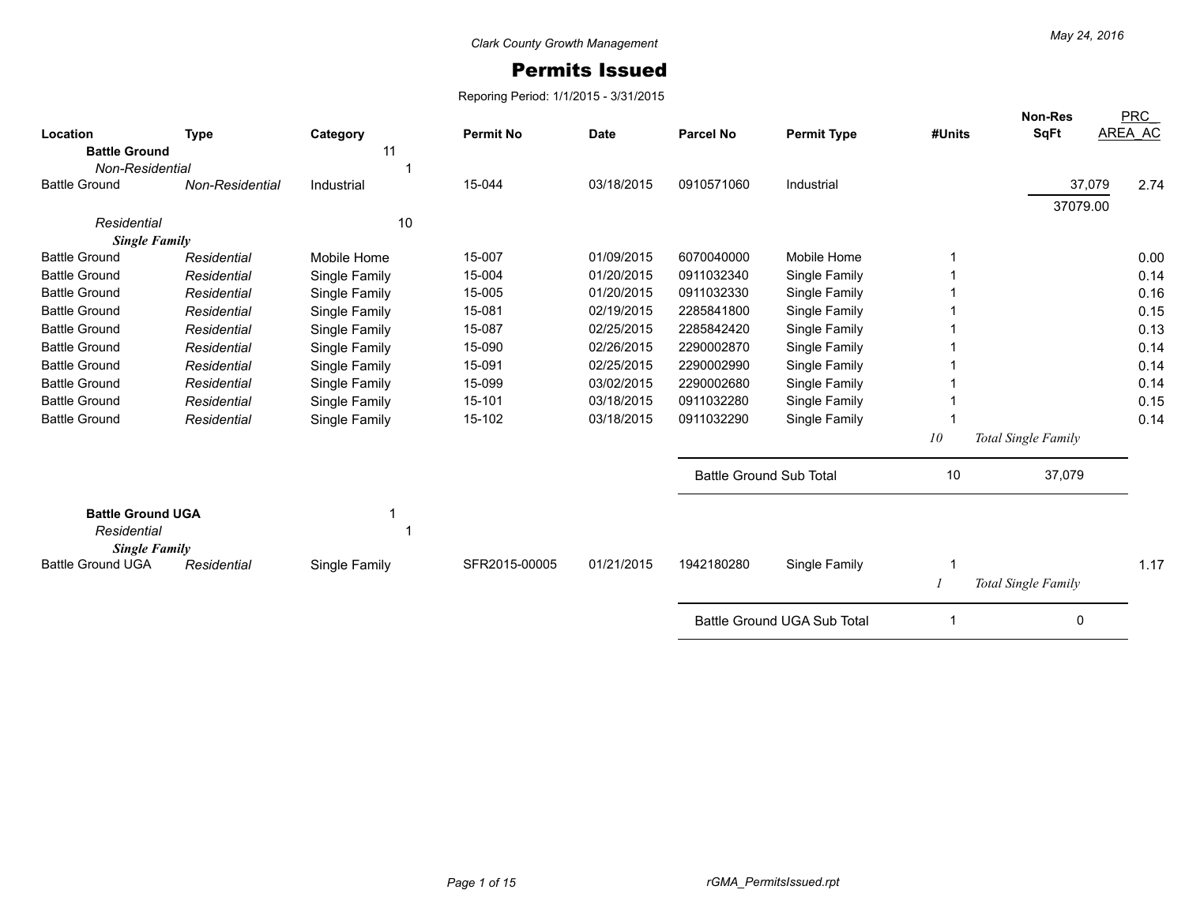Clark County Growth Management

# Permits Issued

Reporing Period: 1/1/2015 - 3/31/2015

| Location | Type | Category | Permit No | Date | Parcel No | Permit Type | #Units | Non-Res SqFt | PRC_ AREA_AC |
|---|---|---|---|---|---|---|---|---|---|
| **Battle Ground** | | 11 | | | | | | | |
| *Non-Residential* | | 1 | | | | | | | |
| Battle Ground | *Non-Residential* | Industrial | 15-044 | 03/18/2015 | 0910571060 | Industrial | | 37,079 | 2.74 |
| | | | | | | | | 37079.00 | |
| *Residential* | | 10 | | | | | | | |
| ***Single Family*** | | | | | | | | | |
| Battle Ground | *Residential* | Mobile Home | 15-007 | 01/09/2015 | 6070040000 | Mobile Home | 1 | | 0.00 |
| Battle Ground | *Residential* | Single Family | 15-004 | 01/20/2015 | 0911032340 | Single Family | 1 | | 0.14 |
| Battle Ground | *Residential* | Single Family | 15-005 | 01/20/2015 | 0911032330 | Single Family | 1 | | 0.16 |
| Battle Ground | *Residential* | Single Family | 15-081 | 02/19/2015 | 2285841800 | Single Family | 1 | | 0.15 |
| Battle Ground | *Residential* | Single Family | 15-087 | 02/25/2015 | 2285842420 | Single Family | 1 | | 0.13 |
| Battle Ground | *Residential* | Single Family | 15-090 | 02/26/2015 | 2290002870 | Single Family | 1 | | 0.14 |
| Battle Ground | *Residential* | Single Family | 15-091 | 02/25/2015 | 2290002990 | Single Family | 1 | | 0.14 |
| Battle Ground | *Residential* | Single Family | 15-099 | 03/02/2015 | 2290002680 | Single Family | 1 | | 0.14 |
| Battle Ground | *Residential* | Single Family | 15-101 | 03/18/2015 | 0911032280 | Single Family | 1 | | 0.15 |
| Battle Ground | *Residential* | Single Family | 15-102 | 03/18/2015 | 0911032290 | Single Family | 1 | | 0.14 |
| | | | | | | | *10* | *Total Single Family* | |
| | | | | | Battle Ground Sub Total | | 10 | 37,079 | |
| **Battle Ground UGA** | | 1 | | | | | | | |
| *Residential* | | 1 | | | | | | | |
| ***Single Family*** | | | | | | | | | |
| Battle Ground UGA | *Residential* | Single Family | SFR2015-00005 | 01/21/2015 | 1942180280 | Single Family | 1 | | 1.17 |
| | | | | | | | *1* | *Total Single Family* | |
| | | | | | Battle Ground UGA Sub Total | | 1 | 0 | |

rGMA_PermitsIssued.rpt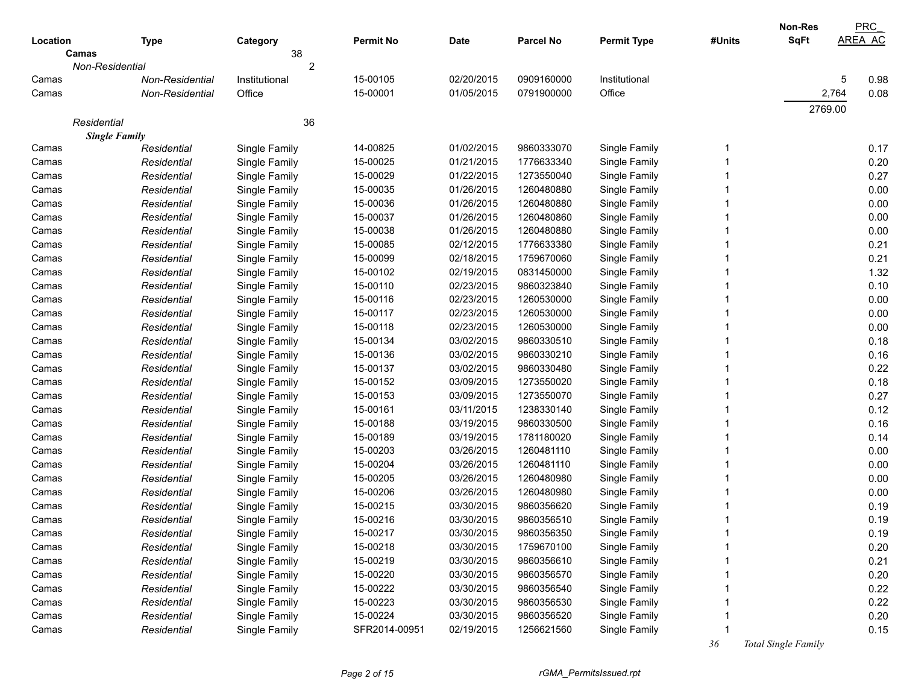| Location | Type | Category | Permit No | Date | Parcel No | Permit Type | #Units | Non-Res SqFt | PRC_ AREA_AC |
|---|---|---|---|---|---|---|---|---|---|
| **Camas** | | 38 | | | | | | | |
| *Non-Residential* | | 2 | | | | | | | |
| Camas | *Non-Residential* | Institutional | 15-00105 | 02/20/2015 | 0909160000 | Institutional | | 5 | 0.98 |
| Camas | *Non-Residential* | Office | 15-00001 | 01/05/2015 | 0791900000 | Office | | 2,764 | 0.08 |
| | | | | | | | | 2769.00 | |
| *Residential* | | 36 | | | | | | | |
| ***Single Family*** | | | | | | | | | |
| Camas | *Residential* | Single Family | 14-00825 | 01/02/2015 | 9860333070 | Single Family | 1 | | 0.17 |
| Camas | *Residential* | Single Family | 15-00025 | 01/21/2015 | 1776633340 | Single Family | 1 | | 0.20 |
| Camas | *Residential* | Single Family | 15-00029 | 01/22/2015 | 1273550040 | Single Family | 1 | | 0.27 |
| Camas | *Residential* | Single Family | 15-00035 | 01/26/2015 | 1260480880 | Single Family | 1 | | 0.00 |
| Camas | *Residential* | Single Family | 15-00036 | 01/26/2015 | 1260480880 | Single Family | 1 | | 0.00 |
| Camas | *Residential* | Single Family | 15-00037 | 01/26/2015 | 1260480860 | Single Family | 1 | | 0.00 |
| Camas | *Residential* | Single Family | 15-00038 | 01/26/2015 | 1260480880 | Single Family | 1 | | 0.00 |
| Camas | *Residential* | Single Family | 15-00085 | 02/12/2015 | 1776633380 | Single Family | 1 | | 0.21 |
| Camas | *Residential* | Single Family | 15-00099 | 02/18/2015 | 1759670060 | Single Family | 1 | | 0.21 |
| Camas | *Residential* | Single Family | 15-00102 | 02/19/2015 | 0831450000 | Single Family | 1 | | 1.32 |
| Camas | *Residential* | Single Family | 15-00110 | 02/23/2015 | 9860323840 | Single Family | 1 | | 0.10 |
| Camas | *Residential* | Single Family | 15-00116 | 02/23/2015 | 1260530000 | Single Family | 1 | | 0.00 |
| Camas | *Residential* | Single Family | 15-00117 | 02/23/2015 | 1260530000 | Single Family | 1 | | 0.00 |
| Camas | *Residential* | Single Family | 15-00118 | 02/23/2015 | 1260530000 | Single Family | 1 | | 0.00 |
| Camas | *Residential* | Single Family | 15-00134 | 03/02/2015 | 9860330510 | Single Family | 1 | | 0.18 |
| Camas | *Residential* | Single Family | 15-00136 | 03/02/2015 | 9860330210 | Single Family | 1 | | 0.16 |
| Camas | *Residential* | Single Family | 15-00137 | 03/02/2015 | 9860330480 | Single Family | 1 | | 0.22 |
| Camas | *Residential* | Single Family | 15-00152 | 03/09/2015 | 1273550020 | Single Family | 1 | | 0.18 |
| Camas | *Residential* | Single Family | 15-00153 | 03/09/2015 | 1273550070 | Single Family | 1 | | 0.27 |
| Camas | *Residential* | Single Family | 15-00161 | 03/11/2015 | 1238330140 | Single Family | 1 | | 0.12 |
| Camas | *Residential* | Single Family | 15-00188 | 03/19/2015 | 9860330500 | Single Family | 1 | | 0.16 |
| Camas | *Residential* | Single Family | 15-00189 | 03/19/2015 | 1781180020 | Single Family | 1 | | 0.14 |
| Camas | *Residential* | Single Family | 15-00203 | 03/26/2015 | 1260481110 | Single Family | 1 | | 0.00 |
| Camas | *Residential* | Single Family | 15-00204 | 03/26/2015 | 1260481110 | Single Family | 1 | | 0.00 |
| Camas | *Residential* | Single Family | 15-00205 | 03/26/2015 | 1260480980 | Single Family | 1 | | 0.00 |
| Camas | *Residential* | Single Family | 15-00206 | 03/26/2015 | 1260480980 | Single Family | 1 | | 0.00 |
| Camas | *Residential* | Single Family | 15-00215 | 03/30/2015 | 9860356620 | Single Family | 1 | | 0.19 |
| Camas | *Residential* | Single Family | 15-00216 | 03/30/2015 | 9860356510 | Single Family | 1 | | 0.19 |
| Camas | *Residential* | Single Family | 15-00217 | 03/30/2015 | 9860356350 | Single Family | 1 | | 0.19 |
| Camas | *Residential* | Single Family | 15-00218 | 03/30/2015 | 1759670100 | Single Family | 1 | | 0.20 |
| Camas | *Residential* | Single Family | 15-00219 | 03/30/2015 | 9860356610 | Single Family | 1 | | 0.21 |
| Camas | *Residential* | Single Family | 15-00220 | 03/30/2015 | 9860356570 | Single Family | 1 | | 0.20 |
| Camas | *Residential* | Single Family | 15-00222 | 03/30/2015 | 9860356540 | Single Family | 1 | | 0.22 |
| Camas | *Residential* | Single Family | 15-00223 | 03/30/2015 | 9860356530 | Single Family | 1 | | 0.22 |
| Camas | *Residential* | Single Family | 15-00224 | 03/30/2015 | 9860356520 | Single Family | 1 | | 0.20 |
| Camas | *Residential* | Single Family | SFR2014-00951 | 02/19/2015 | 1256621560 | Single Family | 1 | | 0.15 |
| | | | | | | | *36* | *Total Single Family* | |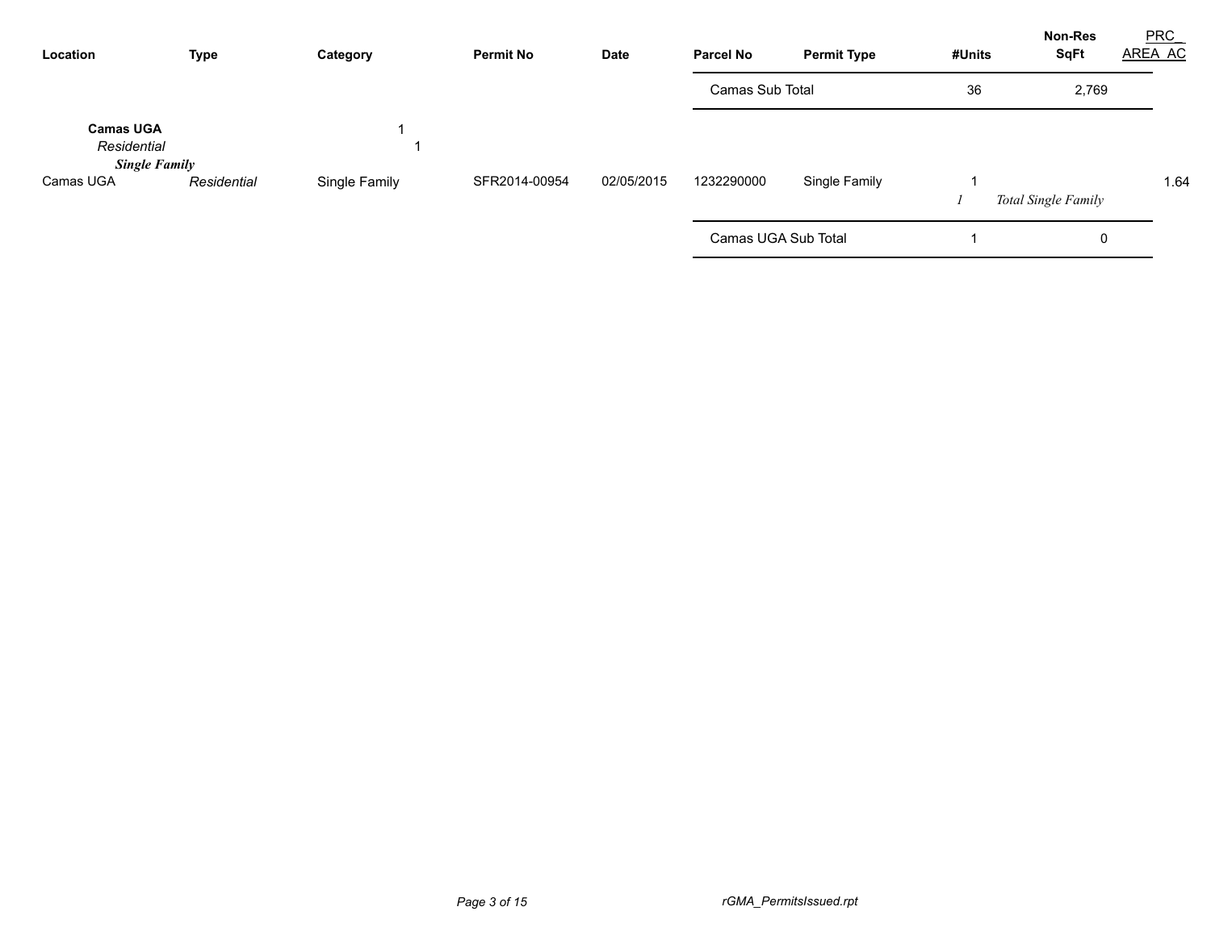| Location | Type | Category | Permit No | Date | Parcel No | Permit Type | #Units | Non-Res SqFt | PRC_AREA_AC |
|---|---|---|---|---|---|---|---|---|---|
| | | | | | Camas Sub Total | | 36 | 2,769 | |
| **Camas UGA** | | 1 | | | | | | | |
| *Residential* | | 1 | | | | | | | |
| ***Single Family*** | | | | | | | | | |
| Camas UGA | *Residential* | Single Family | SFR2014-00954 | 02/05/2015 | 1232290000 | Single Family | 1 | | 1.64 |
| | | | | | | | *1* | *Total Single Family* | |
| | | | | | Camas UGA Sub Total | | 1 | 0 | |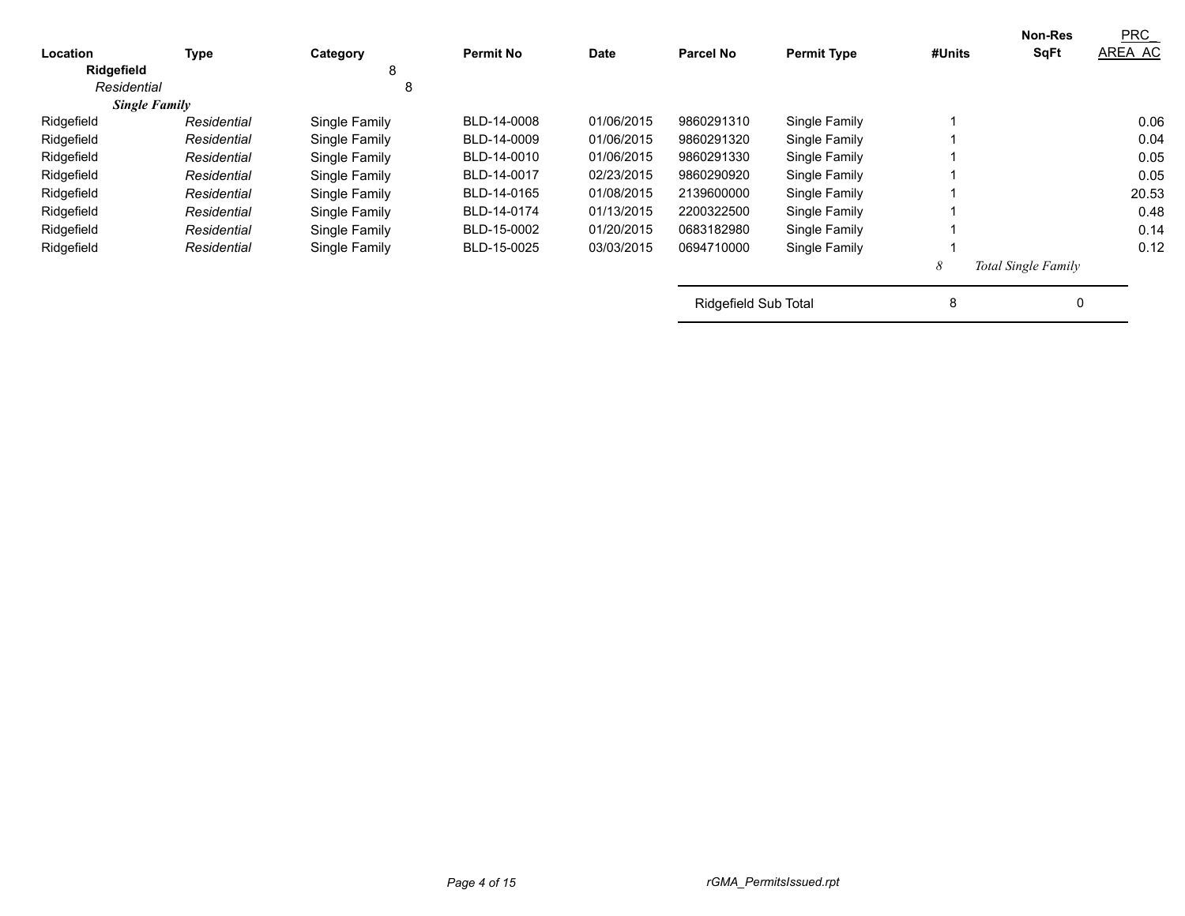| Location | Type | Category | Permit No | Date | Parcel No | Permit Type | #Units | Non-Res SqFt | PRC_AREA_AC |
|---|---|---|---|---|---|---|---|---|---|
| **Ridgefield** | | 8 | | | | | | | |
| *Residential* | | 8 | | | | | | | |
| ***Single Family*** | | | | | | | | | |
| Ridgefield | *Residential* | Single Family | BLD-14-0008 | 01/06/2015 | 9860291310 | Single Family | 1 | | 0.06 |
| Ridgefield | *Residential* | Single Family | BLD-14-0009 | 01/06/2015 | 9860291320 | Single Family | 1 | | 0.04 |
| Ridgefield | *Residential* | Single Family | BLD-14-0010 | 01/06/2015 | 9860291330 | Single Family | 1 | | 0.05 |
| Ridgefield | *Residential* | Single Family | BLD-14-0017 | 02/23/2015 | 9860290920 | Single Family | 1 | | 0.05 |
| Ridgefield | *Residential* | Single Family | BLD-14-0165 | 01/08/2015 | 2139600000 | Single Family | 1 | | 20.53 |
| Ridgefield | *Residential* | Single Family | BLD-14-0174 | 01/13/2015 | 2200322500 | Single Family | 1 | | 0.48 |
| Ridgefield | *Residential* | Single Family | BLD-15-0002 | 01/20/2015 | 0683182980 | Single Family | 1 | | 0.14 |
| Ridgefield | *Residential* | Single Family | BLD-15-0025 | 03/03/2015 | 0694710000 | Single Family | 1 | | 0.12 |
| | | | | | | | *8* | *Total Single Family* | |
| | | | | | Ridgefield Sub Total | | 8 | 0 | |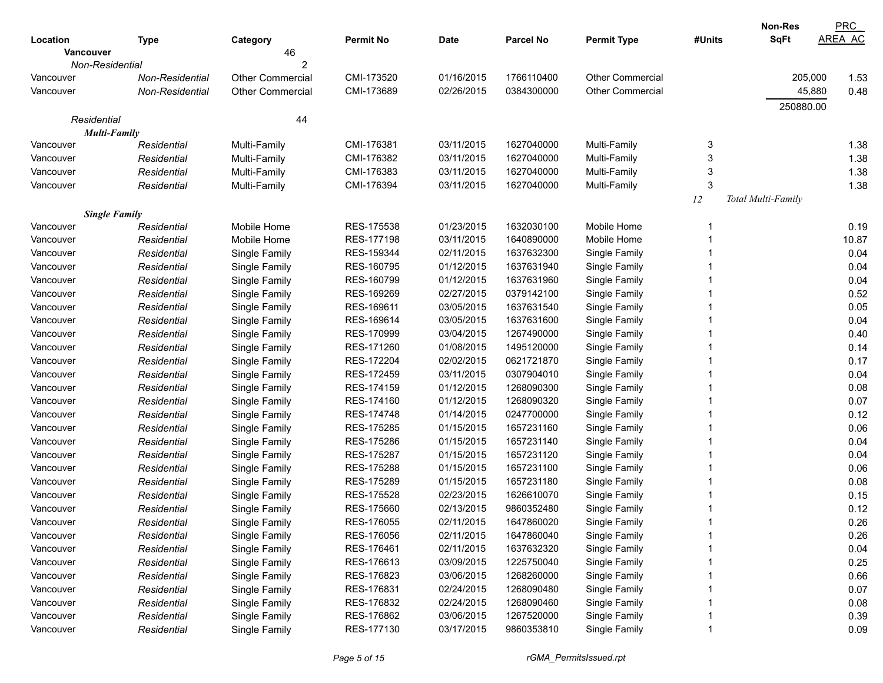| Location | Type | Category | Permit No | Date | Parcel No | Permit Type | #Units | Non-Res SqFt | PRC_ AREA_AC |
|---|---|---|---|---|---|---|---|---|---|
| **Vancouver** | | 46 | | | | | | | |
| *Non-Residential* | | 2 | | | | | | | |
| Vancouver | *Non-Residential* | Other Commercial | CMI-173520 | 01/16/2015 | 1766110400 | Other Commercial | | 205,000 | 1.53 |
| Vancouver | *Non-Residential* | Other Commercial | CMI-173689 | 02/26/2015 | 0384300000 | Other Commercial | | 45,880 | 0.48 |
| | | | | | | | | 250880.00 | |
| *Residential* | | 44 | | | | | | | |
| ***Multi-Family*** | | | | | | | | | |
| Vancouver | *Residential* | Multi-Family | CMI-176381 | 03/11/2015 | 1627040000 | Multi-Family | 3 | | 1.38 |
| Vancouver | *Residential* | Multi-Family | CMI-176382 | 03/11/2015 | 1627040000 | Multi-Family | 3 | | 1.38 |
| Vancouver | *Residential* | Multi-Family | CMI-176383 | 03/11/2015 | 1627040000 | Multi-Family | 3 | | 1.38 |
| Vancouver | *Residential* | Multi-Family | CMI-176394 | 03/11/2015 | 1627040000 | Multi-Family | 3 | | 1.38 |
| | | | | | | | *12* | *Total Multi-Family* | |
| ***Single Family*** | | | | | | | | | |
| Vancouver | *Residential* | Mobile Home | RES-175538 | 01/23/2015 | 1632030100 | Mobile Home | 1 | | 0.19 |
| Vancouver | *Residential* | Mobile Home | RES-177198 | 03/11/2015 | 1640890000 | Mobile Home | 1 | | 10.87 |
| Vancouver | *Residential* | Single Family | RES-159344 | 02/11/2015 | 1637632300 | Single Family | 1 | | 0.04 |
| Vancouver | *Residential* | Single Family | RES-160795 | 01/12/2015 | 1637631940 | Single Family | 1 | | 0.04 |
| Vancouver | *Residential* | Single Family | RES-160799 | 01/12/2015 | 1637631960 | Single Family | 1 | | 0.04 |
| Vancouver | *Residential* | Single Family | RES-169269 | 02/27/2015 | 0379142100 | Single Family | 1 | | 0.52 |
| Vancouver | *Residential* | Single Family | RES-169611 | 03/05/2015 | 1637631540 | Single Family | 1 | | 0.05 |
| Vancouver | *Residential* | Single Family | RES-169614 | 03/05/2015 | 1637631600 | Single Family | 1 | | 0.04 |
| Vancouver | *Residential* | Single Family | RES-170999 | 03/04/2015 | 1267490000 | Single Family | 1 | | 0.40 |
| Vancouver | *Residential* | Single Family | RES-171260 | 01/08/2015 | 1495120000 | Single Family | 1 | | 0.14 |
| Vancouver | *Residential* | Single Family | RES-172204 | 02/02/2015 | 0621721870 | Single Family | 1 | | 0.17 |
| Vancouver | *Residential* | Single Family | RES-172459 | 03/11/2015 | 0307904010 | Single Family | 1 | | 0.04 |
| Vancouver | *Residential* | Single Family | RES-174159 | 01/12/2015 | 1268090300 | Single Family | 1 | | 0.08 |
| Vancouver | *Residential* | Single Family | RES-174160 | 01/12/2015 | 1268090320 | Single Family | 1 | | 0.07 |
| Vancouver | *Residential* | Single Family | RES-174748 | 01/14/2015 | 0247700000 | Single Family | 1 | | 0.12 |
| Vancouver | *Residential* | Single Family | RES-175285 | 01/15/2015 | 1657231160 | Single Family | 1 | | 0.06 |
| Vancouver | *Residential* | Single Family | RES-175286 | 01/15/2015 | 1657231140 | Single Family | 1 | | 0.04 |
| Vancouver | *Residential* | Single Family | RES-175287 | 01/15/2015 | 1657231120 | Single Family | 1 | | 0.04 |
| Vancouver | *Residential* | Single Family | RES-175288 | 01/15/2015 | 1657231100 | Single Family | 1 | | 0.06 |
| Vancouver | *Residential* | Single Family | RES-175289 | 01/15/2015 | 1657231180 | Single Family | 1 | | 0.08 |
| Vancouver | *Residential* | Single Family | RES-175528 | 02/23/2015 | 1626610070 | Single Family | 1 | | 0.15 |
| Vancouver | *Residential* | Single Family | RES-175660 | 02/13/2015 | 9860352480 | Single Family | 1 | | 0.12 |
| Vancouver | *Residential* | Single Family | RES-176055 | 02/11/2015 | 1647860020 | Single Family | 1 | | 0.26 |
| Vancouver | *Residential* | Single Family | RES-176056 | 02/11/2015 | 1647860040 | Single Family | 1 | | 0.26 |
| Vancouver | *Residential* | Single Family | RES-176461 | 02/11/2015 | 1637632320 | Single Family | 1 | | 0.04 |
| Vancouver | *Residential* | Single Family | RES-176613 | 03/09/2015 | 1225750040 | Single Family | 1 | | 0.25 |
| Vancouver | *Residential* | Single Family | RES-176823 | 03/06/2015 | 1268260000 | Single Family | 1 | | 0.66 |
| Vancouver | *Residential* | Single Family | RES-176831 | 02/24/2015 | 1268090480 | Single Family | 1 | | 0.07 |
| Vancouver | *Residential* | Single Family | RES-176832 | 02/24/2015 | 1268090460 | Single Family | 1 | | 0.08 |
| Vancouver | *Residential* | Single Family | RES-176862 | 03/06/2015 | 1267520000 | Single Family | 1 | | 0.39 |
| Vancouver | *Residential* | Single Family | RES-177130 | 03/17/2015 | 9860353810 | Single Family | 1 | | 0.09 |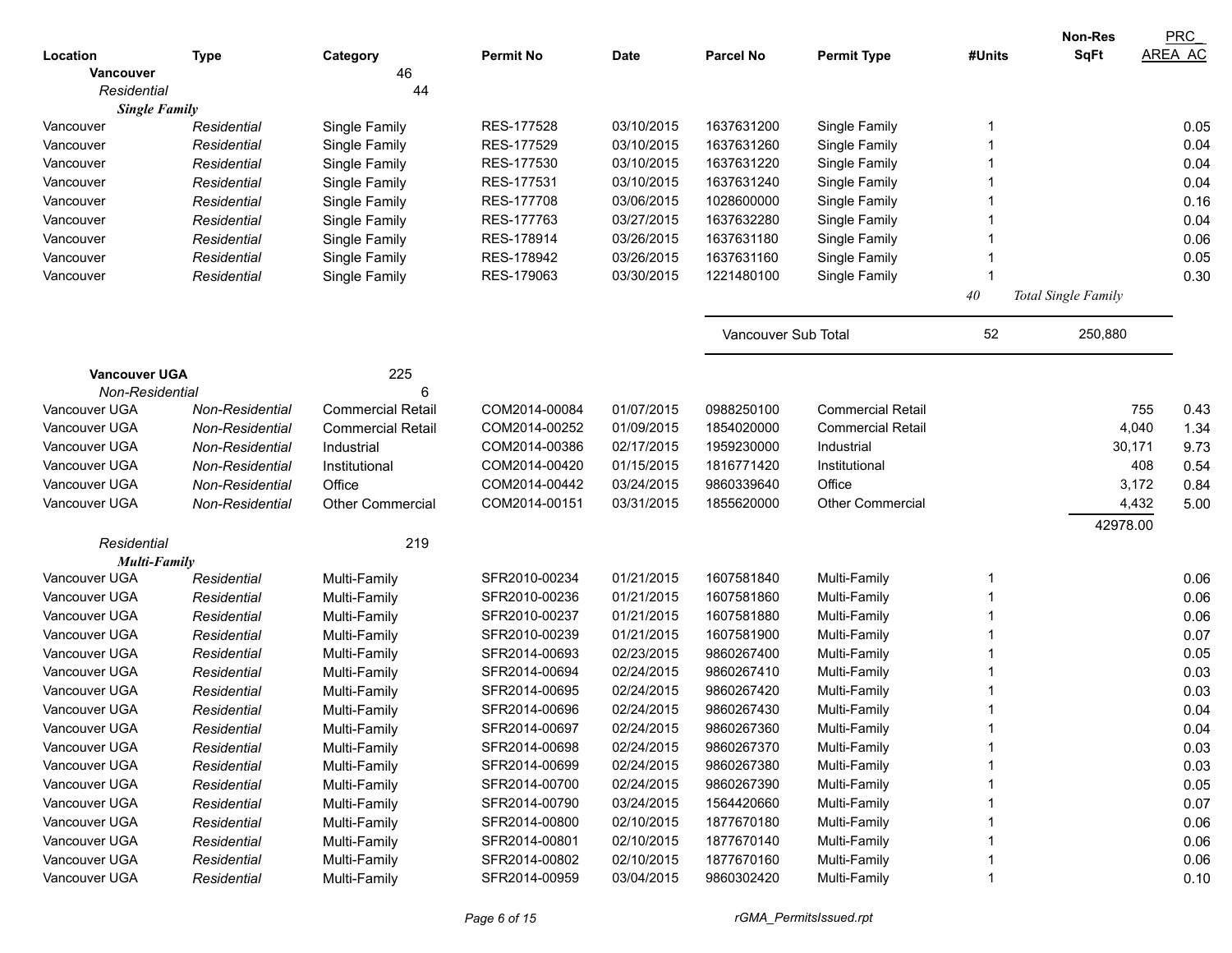| Location | Type | Category | Permit No | Date | Parcel No | Permit Type | #Units | Non-Res SqFt | PRC_ AREA_AC |
|---|---|---|---|---|---|---|---|---|---|
| **Vancouver** | | 46 | | | | | | | |
| *Residential* | | 44 | | | | | | | |
| ***Single Family*** | | | | | | | | | |
| Vancouver | *Residential* | Single Family | RES-177528 | 03/10/2015 | 1637631200 | Single Family | 1 | | 0.05 |
| Vancouver | *Residential* | Single Family | RES-177529 | 03/10/2015 | 1637631260 | Single Family | 1 | | 0.04 |
| Vancouver | *Residential* | Single Family | RES-177530 | 03/10/2015 | 1637631220 | Single Family | 1 | | 0.04 |
| Vancouver | *Residential* | Single Family | RES-177531 | 03/10/2015 | 1637631240 | Single Family | 1 | | 0.04 |
| Vancouver | *Residential* | Single Family | RES-177708 | 03/06/2015 | 1028600000 | Single Family | 1 | | 0.16 |
| Vancouver | *Residential* | Single Family | RES-177763 | 03/27/2015 | 1637632280 | Single Family | 1 | | 0.04 |
| Vancouver | *Residential* | Single Family | RES-178914 | 03/26/2015 | 1637631180 | Single Family | 1 | | 0.06 |
| Vancouver | *Residential* | Single Family | RES-178942 | 03/26/2015 | 1637631160 | Single Family | 1 | | 0.05 |
| Vancouver | *Residential* | Single Family | RES-179063 | 03/30/2015 | 1221480100 | Single Family | 1 | | 0.30 |
| | | | | | | | *40* | *Total Single Family* | |
| | | | | | Vancouver Sub Total | | 52 | 250,880 | |
| **Vancouver UGA** | | 225 | | | | | | | |
| *Non-Residential* | | 6 | | | | | | | |
| Vancouver UGA | *Non-Residential* | Commercial Retail | COM2014-00084 | 01/07/2015 | 0988250100 | Commercial Retail | | 755 | 0.43 |
| Vancouver UGA | *Non-Residential* | Commercial Retail | COM2014-00252 | 01/09/2015 | 1854020000 | Commercial Retail | | 4,040 | 1.34 |
| Vancouver UGA | *Non-Residential* | Industrial | COM2014-00386 | 02/17/2015 | 1959230000 | Industrial | | 30,171 | 9.73 |
| Vancouver UGA | *Non-Residential* | Institutional | COM2014-00420 | 01/15/2015 | 1816771420 | Institutional | | 408 | 0.54 |
| Vancouver UGA | *Non-Residential* | Office | COM2014-00442 | 03/24/2015 | 9860339640 | Office | | 3,172 | 0.84 |
| Vancouver UGA | *Non-Residential* | Other Commercial | COM2014-00151 | 03/31/2015 | 1855620000 | Other Commercial | | 4,432 | 5.00 |
| | | | | | | | | 42978.00 | |
| *Residential* | | 219 | | | | | | | |
| ***Multi-Family*** | | | | | | | | | |
| Vancouver UGA | *Residential* | Multi-Family | SFR2010-00234 | 01/21/2015 | 1607581840 | Multi-Family | 1 | | 0.06 |
| Vancouver UGA | *Residential* | Multi-Family | SFR2010-00236 | 01/21/2015 | 1607581860 | Multi-Family | 1 | | 0.06 |
| Vancouver UGA | *Residential* | Multi-Family | SFR2010-00237 | 01/21/2015 | 1607581880 | Multi-Family | 1 | | 0.06 |
| Vancouver UGA | *Residential* | Multi-Family | SFR2010-00239 | 01/21/2015 | 1607581900 | Multi-Family | 1 | | 0.07 |
| Vancouver UGA | *Residential* | Multi-Family | SFR2014-00693 | 02/23/2015 | 9860267400 | Multi-Family | 1 | | 0.05 |
| Vancouver UGA | *Residential* | Multi-Family | SFR2014-00694 | 02/24/2015 | 9860267410 | Multi-Family | 1 | | 0.03 |
| Vancouver UGA | *Residential* | Multi-Family | SFR2014-00695 | 02/24/2015 | 9860267420 | Multi-Family | 1 | | 0.03 |
| Vancouver UGA | *Residential* | Multi-Family | SFR2014-00696 | 02/24/2015 | 9860267430 | Multi-Family | 1 | | 0.04 |
| Vancouver UGA | *Residential* | Multi-Family | SFR2014-00697 | 02/24/2015 | 9860267360 | Multi-Family | 1 | | 0.04 |
| Vancouver UGA | *Residential* | Multi-Family | SFR2014-00698 | 02/24/2015 | 9860267370 | Multi-Family | 1 | | 0.03 |
| Vancouver UGA | *Residential* | Multi-Family | SFR2014-00699 | 02/24/2015 | 9860267380 | Multi-Family | 1 | | 0.03 |
| Vancouver UGA | *Residential* | Multi-Family | SFR2014-00700 | 02/24/2015 | 9860267390 | Multi-Family | 1 | | 0.05 |
| Vancouver UGA | *Residential* | Multi-Family | SFR2014-00790 | 03/24/2015 | 1564420660 | Multi-Family | 1 | | 0.07 |
| Vancouver UGA | *Residential* | Multi-Family | SFR2014-00800 | 02/10/2015 | 1877670180 | Multi-Family | 1 | | 0.06 |
| Vancouver UGA | *Residential* | Multi-Family | SFR2014-00801 | 02/10/2015 | 1877670140 | Multi-Family | 1 | | 0.06 |
| Vancouver UGA | *Residential* | Multi-Family | SFR2014-00802 | 02/10/2015 | 1877670160 | Multi-Family | 1 | | 0.06 |
| Vancouver UGA | *Residential* | Multi-Family | SFR2014-00959 | 03/04/2015 | 9860302420 | Multi-Family | 1 | | 0.10 |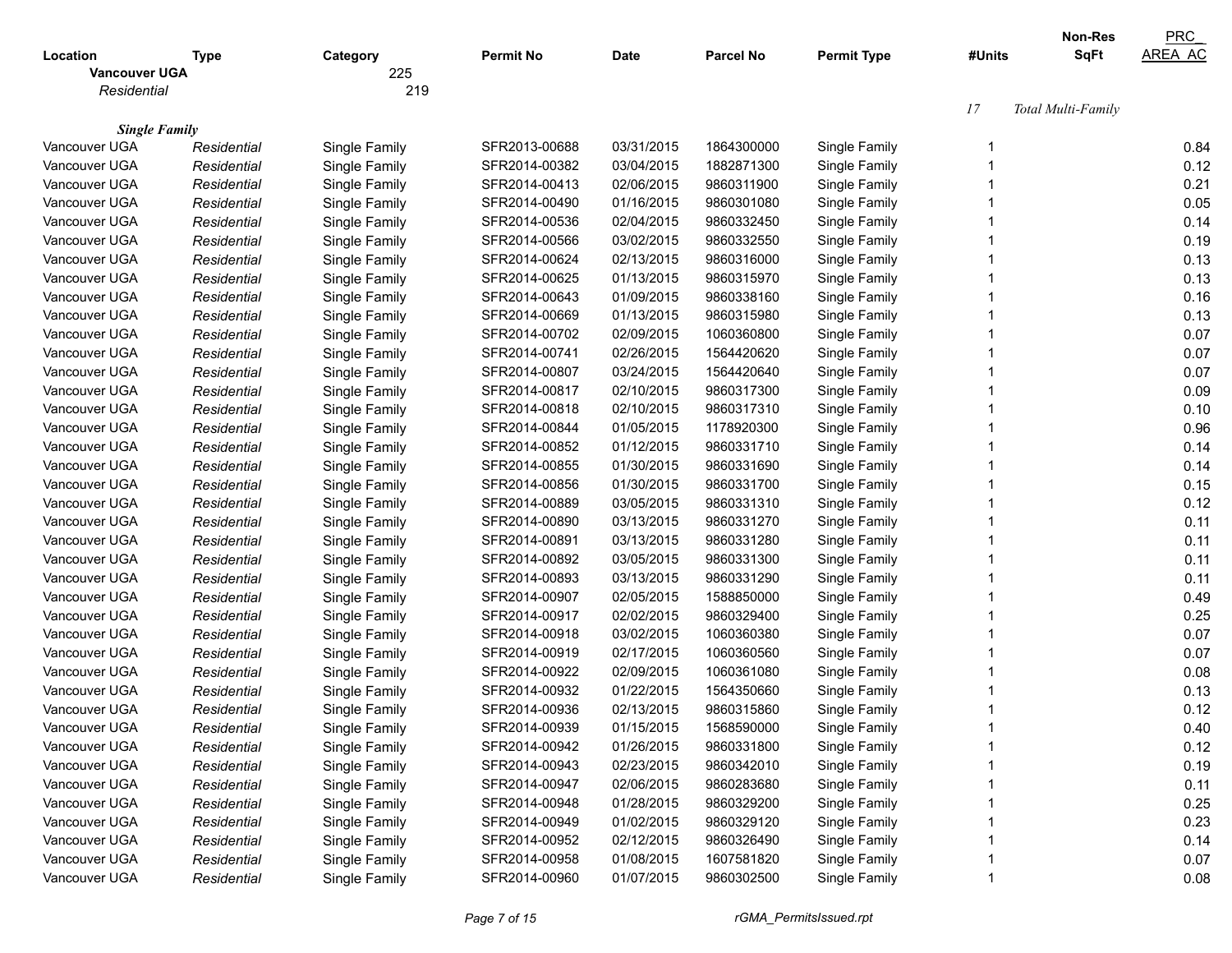| Location | Type | Category | Permit No | Date | Parcel No | Permit Type | #Units | Non-Res SqFt | PRC_AREA_AC |
|---|---|---|---|---|---|---|---|---|---|
| **Vancouver UGA** | | 225 | | | | | | | |
| *Residential* | | 219 | | | | | | | |
| | | | | | | | *17* | *Total Multi-Family* | |
| ***Single Family*** | | | | | | | | | |
| Vancouver UGA | *Residential* | Single Family | SFR2013-00688 | 03/31/2015 | 1864300000 | Single Family | 1 | | 0.84 |
| Vancouver UGA | *Residential* | Single Family | SFR2014-00382 | 03/04/2015 | 1882871300 | Single Family | 1 | | 0.12 |
| Vancouver UGA | *Residential* | Single Family | SFR2014-00413 | 02/06/2015 | 9860311900 | Single Family | 1 | | 0.21 |
| Vancouver UGA | *Residential* | Single Family | SFR2014-00490 | 01/16/2015 | 9860301080 | Single Family | 1 | | 0.05 |
| Vancouver UGA | *Residential* | Single Family | SFR2014-00536 | 02/04/2015 | 9860332450 | Single Family | 1 | | 0.14 |
| Vancouver UGA | *Residential* | Single Family | SFR2014-00566 | 03/02/2015 | 9860332550 | Single Family | 1 | | 0.19 |
| Vancouver UGA | *Residential* | Single Family | SFR2014-00624 | 02/13/2015 | 9860316000 | Single Family | 1 | | 0.13 |
| Vancouver UGA | *Residential* | Single Family | SFR2014-00625 | 01/13/2015 | 9860315970 | Single Family | 1 | | 0.13 |
| Vancouver UGA | *Residential* | Single Family | SFR2014-00643 | 01/09/2015 | 9860338160 | Single Family | 1 | | 0.16 |
| Vancouver UGA | *Residential* | Single Family | SFR2014-00669 | 01/13/2015 | 9860315980 | Single Family | 1 | | 0.13 |
| Vancouver UGA | *Residential* | Single Family | SFR2014-00702 | 02/09/2015 | 1060360800 | Single Family | 1 | | 0.07 |
| Vancouver UGA | *Residential* | Single Family | SFR2014-00741 | 02/26/2015 | 1564420620 | Single Family | 1 | | 0.07 |
| Vancouver UGA | *Residential* | Single Family | SFR2014-00807 | 03/24/2015 | 1564420640 | Single Family | 1 | | 0.07 |
| Vancouver UGA | *Residential* | Single Family | SFR2014-00817 | 02/10/2015 | 9860317300 | Single Family | 1 | | 0.09 |
| Vancouver UGA | *Residential* | Single Family | SFR2014-00818 | 02/10/2015 | 9860317310 | Single Family | 1 | | 0.10 |
| Vancouver UGA | *Residential* | Single Family | SFR2014-00844 | 01/05/2015 | 1178920300 | Single Family | 1 | | 0.96 |
| Vancouver UGA | *Residential* | Single Family | SFR2014-00852 | 01/12/2015 | 9860331710 | Single Family | 1 | | 0.14 |
| Vancouver UGA | *Residential* | Single Family | SFR2014-00855 | 01/30/2015 | 9860331690 | Single Family | 1 | | 0.14 |
| Vancouver UGA | *Residential* | Single Family | SFR2014-00856 | 01/30/2015 | 9860331700 | Single Family | 1 | | 0.15 |
| Vancouver UGA | *Residential* | Single Family | SFR2014-00889 | 03/05/2015 | 9860331310 | Single Family | 1 | | 0.12 |
| Vancouver UGA | *Residential* | Single Family | SFR2014-00890 | 03/13/2015 | 9860331270 | Single Family | 1 | | 0.11 |
| Vancouver UGA | *Residential* | Single Family | SFR2014-00891 | 03/13/2015 | 9860331280 | Single Family | 1 | | 0.11 |
| Vancouver UGA | *Residential* | Single Family | SFR2014-00892 | 03/05/2015 | 9860331300 | Single Family | 1 | | 0.11 |
| Vancouver UGA | *Residential* | Single Family | SFR2014-00893 | 03/13/2015 | 9860331290 | Single Family | 1 | | 0.11 |
| Vancouver UGA | *Residential* | Single Family | SFR2014-00907 | 02/05/2015 | 1588850000 | Single Family | 1 | | 0.49 |
| Vancouver UGA | *Residential* | Single Family | SFR2014-00917 | 02/02/2015 | 9860329400 | Single Family | 1 | | 0.25 |
| Vancouver UGA | *Residential* | Single Family | SFR2014-00918 | 03/02/2015 | 1060360380 | Single Family | 1 | | 0.07 |
| Vancouver UGA | *Residential* | Single Family | SFR2014-00919 | 02/17/2015 | 1060360560 | Single Family | 1 | | 0.07 |
| Vancouver UGA | *Residential* | Single Family | SFR2014-00922 | 02/09/2015 | 1060361080 | Single Family | 1 | | 0.08 |
| Vancouver UGA | *Residential* | Single Family | SFR2014-00932 | 01/22/2015 | 1564350660 | Single Family | 1 | | 0.13 |
| Vancouver UGA | *Residential* | Single Family | SFR2014-00936 | 02/13/2015 | 9860315860 | Single Family | 1 | | 0.12 |
| Vancouver UGA | *Residential* | Single Family | SFR2014-00939 | 01/15/2015 | 1568590000 | Single Family | 1 | | 0.40 |
| Vancouver UGA | *Residential* | Single Family | SFR2014-00942 | 01/26/2015 | 9860331800 | Single Family | 1 | | 0.12 |
| Vancouver UGA | *Residential* | Single Family | SFR2014-00943 | 02/23/2015 | 9860342010 | Single Family | 1 | | 0.19 |
| Vancouver UGA | *Residential* | Single Family | SFR2014-00947 | 02/06/2015 | 9860283680 | Single Family | 1 | | 0.11 |
| Vancouver UGA | *Residential* | Single Family | SFR2014-00948 | 01/28/2015 | 9860329200 | Single Family | 1 | | 0.25 |
| Vancouver UGA | *Residential* | Single Family | SFR2014-00949 | 01/02/2015 | 9860329120 | Single Family | 1 | | 0.23 |
| Vancouver UGA | *Residential* | Single Family | SFR2014-00952 | 02/12/2015 | 9860326490 | Single Family | 1 | | 0.14 |
| Vancouver UGA | *Residential* | Single Family | SFR2014-00958 | 01/08/2015 | 1607581820 | Single Family | 1 | | 0.07 |
| Vancouver UGA | *Residential* | Single Family | SFR2014-00960 | 01/07/2015 | 9860302500 | Single Family | 1 | | 0.08 |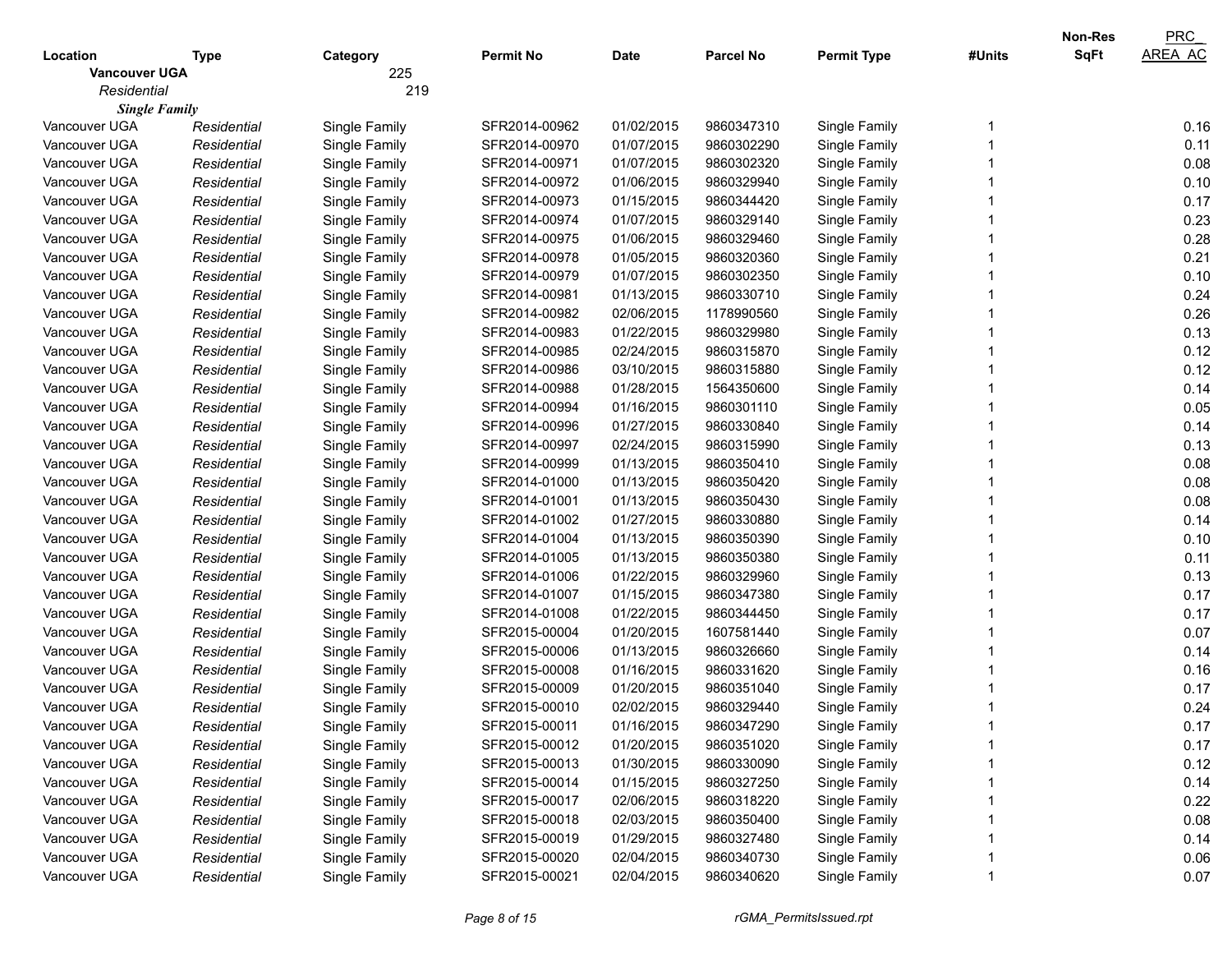| Location | Type | Category | Permit No | Date | Parcel No | Permit Type | #Units | Non-Res SqFt | PRC_ AREA_AC |
|---|---|---|---|---|---|---|---|---|---|
| **Vancouver UGA** | | 225 | | | | | | | |
| *Residential* | | 219 | | | | | | | |
| ***Single Family*** | | | | | | | | | |
| Vancouver UGA | *Residential* | Single Family | SFR2014-00962 | 01/02/2015 | 9860347310 | Single Family | 1 | | 0.16 |
| Vancouver UGA | *Residential* | Single Family | SFR2014-00970 | 01/07/2015 | 9860302290 | Single Family | 1 | | 0.11 |
| Vancouver UGA | *Residential* | Single Family | SFR2014-00971 | 01/07/2015 | 9860302320 | Single Family | 1 | | 0.08 |
| Vancouver UGA | *Residential* | Single Family | SFR2014-00972 | 01/06/2015 | 9860329940 | Single Family | 1 | | 0.10 |
| Vancouver UGA | *Residential* | Single Family | SFR2014-00973 | 01/15/2015 | 9860344420 | Single Family | 1 | | 0.17 |
| Vancouver UGA | *Residential* | Single Family | SFR2014-00974 | 01/07/2015 | 9860329140 | Single Family | 1 | | 0.23 |
| Vancouver UGA | *Residential* | Single Family | SFR2014-00975 | 01/06/2015 | 9860329460 | Single Family | 1 | | 0.28 |
| Vancouver UGA | *Residential* | Single Family | SFR2014-00978 | 01/05/2015 | 9860320360 | Single Family | 1 | | 0.21 |
| Vancouver UGA | *Residential* | Single Family | SFR2014-00979 | 01/07/2015 | 9860302350 | Single Family | 1 | | 0.10 |
| Vancouver UGA | *Residential* | Single Family | SFR2014-00981 | 01/13/2015 | 9860330710 | Single Family | 1 | | 0.24 |
| Vancouver UGA | *Residential* | Single Family | SFR2014-00982 | 02/06/2015 | 1178990560 | Single Family | 1 | | 0.26 |
| Vancouver UGA | *Residential* | Single Family | SFR2014-00983 | 01/22/2015 | 9860329980 | Single Family | 1 | | 0.13 |
| Vancouver UGA | *Residential* | Single Family | SFR2014-00985 | 02/24/2015 | 9860315870 | Single Family | 1 | | 0.12 |
| Vancouver UGA | *Residential* | Single Family | SFR2014-00986 | 03/10/2015 | 9860315880 | Single Family | 1 | | 0.12 |
| Vancouver UGA | *Residential* | Single Family | SFR2014-00988 | 01/28/2015 | 1564350600 | Single Family | 1 | | 0.14 |
| Vancouver UGA | *Residential* | Single Family | SFR2014-00994 | 01/16/2015 | 9860301110 | Single Family | 1 | | 0.05 |
| Vancouver UGA | *Residential* | Single Family | SFR2014-00996 | 01/27/2015 | 9860330840 | Single Family | 1 | | 0.14 |
| Vancouver UGA | *Residential* | Single Family | SFR2014-00997 | 02/24/2015 | 9860315990 | Single Family | 1 | | 0.13 |
| Vancouver UGA | *Residential* | Single Family | SFR2014-00999 | 01/13/2015 | 9860350410 | Single Family | 1 | | 0.08 |
| Vancouver UGA | *Residential* | Single Family | SFR2014-01000 | 01/13/2015 | 9860350420 | Single Family | 1 | | 0.08 |
| Vancouver UGA | *Residential* | Single Family | SFR2014-01001 | 01/13/2015 | 9860350430 | Single Family | 1 | | 0.08 |
| Vancouver UGA | *Residential* | Single Family | SFR2014-01002 | 01/27/2015 | 9860330880 | Single Family | 1 | | 0.14 |
| Vancouver UGA | *Residential* | Single Family | SFR2014-01004 | 01/13/2015 | 9860350390 | Single Family | 1 | | 0.10 |
| Vancouver UGA | *Residential* | Single Family | SFR2014-01005 | 01/13/2015 | 9860350380 | Single Family | 1 | | 0.11 |
| Vancouver UGA | *Residential* | Single Family | SFR2014-01006 | 01/22/2015 | 9860329960 | Single Family | 1 | | 0.13 |
| Vancouver UGA | *Residential* | Single Family | SFR2014-01007 | 01/15/2015 | 9860347380 | Single Family | 1 | | 0.17 |
| Vancouver UGA | *Residential* | Single Family | SFR2014-01008 | 01/22/2015 | 9860344450 | Single Family | 1 | | 0.17 |
| Vancouver UGA | *Residential* | Single Family | SFR2015-00004 | 01/20/2015 | 1607581440 | Single Family | 1 | | 0.07 |
| Vancouver UGA | *Residential* | Single Family | SFR2015-00006 | 01/13/2015 | 9860326660 | Single Family | 1 | | 0.14 |
| Vancouver UGA | *Residential* | Single Family | SFR2015-00008 | 01/16/2015 | 9860331620 | Single Family | 1 | | 0.16 |
| Vancouver UGA | *Residential* | Single Family | SFR2015-00009 | 01/20/2015 | 9860351040 | Single Family | 1 | | 0.17 |
| Vancouver UGA | *Residential* | Single Family | SFR2015-00010 | 02/02/2015 | 9860329440 | Single Family | 1 | | 0.24 |
| Vancouver UGA | *Residential* | Single Family | SFR2015-00011 | 01/16/2015 | 9860347290 | Single Family | 1 | | 0.17 |
| Vancouver UGA | *Residential* | Single Family | SFR2015-00012 | 01/20/2015 | 9860351020 | Single Family | 1 | | 0.17 |
| Vancouver UGA | *Residential* | Single Family | SFR2015-00013 | 01/30/2015 | 9860330090 | Single Family | 1 | | 0.12 |
| Vancouver UGA | *Residential* | Single Family | SFR2015-00014 | 01/15/2015 | 9860327250 | Single Family | 1 | | 0.14 |
| Vancouver UGA | *Residential* | Single Family | SFR2015-00017 | 02/06/2015 | 9860318220 | Single Family | 1 | | 0.22 |
| Vancouver UGA | *Residential* | Single Family | SFR2015-00018 | 02/03/2015 | 9860350400 | Single Family | 1 | | 0.08 |
| Vancouver UGA | *Residential* | Single Family | SFR2015-00019 | 01/29/2015 | 9860327480 | Single Family | 1 | | 0.14 |
| Vancouver UGA | *Residential* | Single Family | SFR2015-00020 | 02/04/2015 | 9860340730 | Single Family | 1 | | 0.06 |
| Vancouver UGA | *Residential* | Single Family | SFR2015-00021 | 02/04/2015 | 9860340620 | Single Family | 1 | | 0.07 |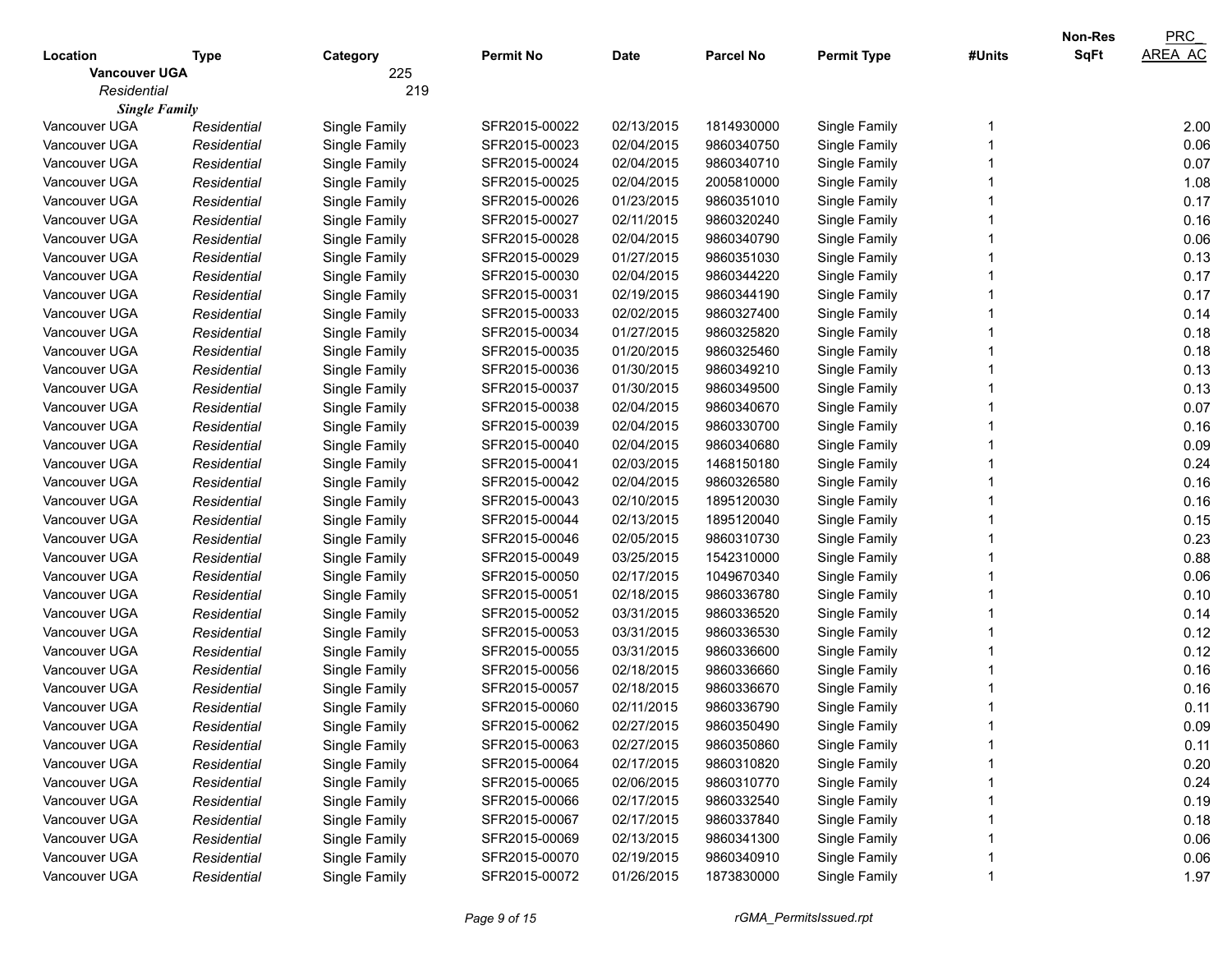| Location | Type | Category | Permit No | Date | Parcel No | Permit Type | #Units | Non-Res SqFt | PRC_ AREA_AC |
|---|---|---|---|---|---|---|---|---|---|
| **Vancouver UGA** | | 225 | | | | | | | |
| *Residential* | | 219 | | | | | | | |
| ***Single Family*** | | | | | | | | | |
| Vancouver UGA | *Residential* | Single Family | SFR2015-00022 | 02/13/2015 | 1814930000 | Single Family | 1 | | 2.00 |
| Vancouver UGA | *Residential* | Single Family | SFR2015-00023 | 02/04/2015 | 9860340750 | Single Family | 1 | | 0.06 |
| Vancouver UGA | *Residential* | Single Family | SFR2015-00024 | 02/04/2015 | 9860340710 | Single Family | 1 | | 0.07 |
| Vancouver UGA | *Residential* | Single Family | SFR2015-00025 | 02/04/2015 | 2005810000 | Single Family | 1 | | 1.08 |
| Vancouver UGA | *Residential* | Single Family | SFR2015-00026 | 01/23/2015 | 9860351010 | Single Family | 1 | | 0.17 |
| Vancouver UGA | *Residential* | Single Family | SFR2015-00027 | 02/11/2015 | 9860320240 | Single Family | 1 | | 0.16 |
| Vancouver UGA | *Residential* | Single Family | SFR2015-00028 | 02/04/2015 | 9860340790 | Single Family | 1 | | 0.06 |
| Vancouver UGA | *Residential* | Single Family | SFR2015-00029 | 01/27/2015 | 9860351030 | Single Family | 1 | | 0.13 |
| Vancouver UGA | *Residential* | Single Family | SFR2015-00030 | 02/04/2015 | 9860344220 | Single Family | 1 | | 0.17 |
| Vancouver UGA | *Residential* | Single Family | SFR2015-00031 | 02/19/2015 | 9860344190 | Single Family | 1 | | 0.17 |
| Vancouver UGA | *Residential* | Single Family | SFR2015-00033 | 02/02/2015 | 9860327400 | Single Family | 1 | | 0.14 |
| Vancouver UGA | *Residential* | Single Family | SFR2015-00034 | 01/27/2015 | 9860325820 | Single Family | 1 | | 0.18 |
| Vancouver UGA | *Residential* | Single Family | SFR2015-00035 | 01/20/2015 | 9860325460 | Single Family | 1 | | 0.18 |
| Vancouver UGA | *Residential* | Single Family | SFR2015-00036 | 01/30/2015 | 9860349210 | Single Family | 1 | | 0.13 |
| Vancouver UGA | *Residential* | Single Family | SFR2015-00037 | 01/30/2015 | 9860349500 | Single Family | 1 | | 0.13 |
| Vancouver UGA | *Residential* | Single Family | SFR2015-00038 | 02/04/2015 | 9860340670 | Single Family | 1 | | 0.07 |
| Vancouver UGA | *Residential* | Single Family | SFR2015-00039 | 02/04/2015 | 9860330700 | Single Family | 1 | | 0.16 |
| Vancouver UGA | *Residential* | Single Family | SFR2015-00040 | 02/04/2015 | 9860340680 | Single Family | 1 | | 0.09 |
| Vancouver UGA | *Residential* | Single Family | SFR2015-00041 | 02/03/2015 | 1468150180 | Single Family | 1 | | 0.24 |
| Vancouver UGA | *Residential* | Single Family | SFR2015-00042 | 02/04/2015 | 9860326580 | Single Family | 1 | | 0.16 |
| Vancouver UGA | *Residential* | Single Family | SFR2015-00043 | 02/10/2015 | 1895120030 | Single Family | 1 | | 0.16 |
| Vancouver UGA | *Residential* | Single Family | SFR2015-00044 | 02/13/2015 | 1895120040 | Single Family | 1 | | 0.15 |
| Vancouver UGA | *Residential* | Single Family | SFR2015-00046 | 02/05/2015 | 9860310730 | Single Family | 1 | | 0.23 |
| Vancouver UGA | *Residential* | Single Family | SFR2015-00049 | 03/25/2015 | 1542310000 | Single Family | 1 | | 0.88 |
| Vancouver UGA | *Residential* | Single Family | SFR2015-00050 | 02/17/2015 | 1049670340 | Single Family | 1 | | 0.06 |
| Vancouver UGA | *Residential* | Single Family | SFR2015-00051 | 02/18/2015 | 9860336780 | Single Family | 1 | | 0.10 |
| Vancouver UGA | *Residential* | Single Family | SFR2015-00052 | 03/31/2015 | 9860336520 | Single Family | 1 | | 0.14 |
| Vancouver UGA | *Residential* | Single Family | SFR2015-00053 | 03/31/2015 | 9860336530 | Single Family | 1 | | 0.12 |
| Vancouver UGA | *Residential* | Single Family | SFR2015-00055 | 03/31/2015 | 9860336600 | Single Family | 1 | | 0.12 |
| Vancouver UGA | *Residential* | Single Family | SFR2015-00056 | 02/18/2015 | 9860336660 | Single Family | 1 | | 0.16 |
| Vancouver UGA | *Residential* | Single Family | SFR2015-00057 | 02/18/2015 | 9860336670 | Single Family | 1 | | 0.16 |
| Vancouver UGA | *Residential* | Single Family | SFR2015-00060 | 02/11/2015 | 9860336790 | Single Family | 1 | | 0.11 |
| Vancouver UGA | *Residential* | Single Family | SFR2015-00062 | 02/27/2015 | 9860350490 | Single Family | 1 | | 0.09 |
| Vancouver UGA | *Residential* | Single Family | SFR2015-00063 | 02/27/2015 | 9860350860 | Single Family | 1 | | 0.11 |
| Vancouver UGA | *Residential* | Single Family | SFR2015-00064 | 02/17/2015 | 9860310820 | Single Family | 1 | | 0.20 |
| Vancouver UGA | *Residential* | Single Family | SFR2015-00065 | 02/06/2015 | 9860310770 | Single Family | 1 | | 0.24 |
| Vancouver UGA | *Residential* | Single Family | SFR2015-00066 | 02/17/2015 | 9860332540 | Single Family | 1 | | 0.19 |
| Vancouver UGA | *Residential* | Single Family | SFR2015-00067 | 02/17/2015 | 9860337840 | Single Family | 1 | | 0.18 |
| Vancouver UGA | *Residential* | Single Family | SFR2015-00069 | 02/13/2015 | 9860341300 | Single Family | 1 | | 0.06 |
| Vancouver UGA | *Residential* | Single Family | SFR2015-00070 | 02/19/2015 | 9860340910 | Single Family | 1 | | 0.06 |
| Vancouver UGA | *Residential* | Single Family | SFR2015-00072 | 01/26/2015 | 1873830000 | Single Family | 1 | | 1.97 |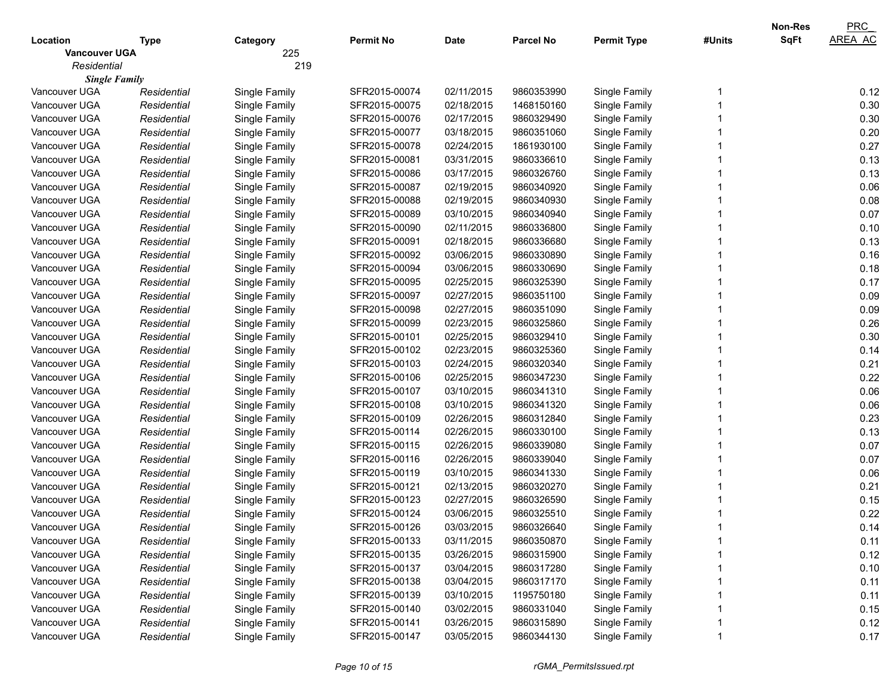| Location | Type | Category | Permit No | Date | Parcel No | Permit Type | #Units | Non-Res SqFt | PRC_ AREA_AC |
|---|---|---|---|---|---|---|---|---|---|
| **Vancouver UGA** | | 225 | | | | | | | |
| *Residential* | | 219 | | | | | | | |
| ***Single Family*** | | | | | | | | | |
| Vancouver UGA | *Residential* | Single Family | SFR2015-00074 | 02/11/2015 | 9860353990 | Single Family | 1 | | 0.12 |
| Vancouver UGA | *Residential* | Single Family | SFR2015-00075 | 02/18/2015 | 1468150160 | Single Family | 1 | | 0.30 |
| Vancouver UGA | *Residential* | Single Family | SFR2015-00076 | 02/17/2015 | 9860329490 | Single Family | 1 | | 0.30 |
| Vancouver UGA | *Residential* | Single Family | SFR2015-00077 | 03/18/2015 | 9860351060 | Single Family | 1 | | 0.20 |
| Vancouver UGA | *Residential* | Single Family | SFR2015-00078 | 02/24/2015 | 1861930100 | Single Family | 1 | | 0.27 |
| Vancouver UGA | *Residential* | Single Family | SFR2015-00081 | 03/31/2015 | 9860336610 | Single Family | 1 | | 0.13 |
| Vancouver UGA | *Residential* | Single Family | SFR2015-00086 | 03/17/2015 | 9860326760 | Single Family | 1 | | 0.13 |
| Vancouver UGA | *Residential* | Single Family | SFR2015-00087 | 02/19/2015 | 9860340920 | Single Family | 1 | | 0.06 |
| Vancouver UGA | *Residential* | Single Family | SFR2015-00088 | 02/19/2015 | 9860340930 | Single Family | 1 | | 0.08 |
| Vancouver UGA | *Residential* | Single Family | SFR2015-00089 | 03/10/2015 | 9860340940 | Single Family | 1 | | 0.07 |
| Vancouver UGA | *Residential* | Single Family | SFR2015-00090 | 02/11/2015 | 9860336800 | Single Family | 1 | | 0.10 |
| Vancouver UGA | *Residential* | Single Family | SFR2015-00091 | 02/18/2015 | 9860336680 | Single Family | 1 | | 0.13 |
| Vancouver UGA | *Residential* | Single Family | SFR2015-00092 | 03/06/2015 | 9860330890 | Single Family | 1 | | 0.16 |
| Vancouver UGA | *Residential* | Single Family | SFR2015-00094 | 03/06/2015 | 9860330690 | Single Family | 1 | | 0.18 |
| Vancouver UGA | *Residential* | Single Family | SFR2015-00095 | 02/25/2015 | 9860325390 | Single Family | 1 | | 0.17 |
| Vancouver UGA | *Residential* | Single Family | SFR2015-00097 | 02/27/2015 | 9860351100 | Single Family | 1 | | 0.09 |
| Vancouver UGA | *Residential* | Single Family | SFR2015-00098 | 02/27/2015 | 9860351090 | Single Family | 1 | | 0.09 |
| Vancouver UGA | *Residential* | Single Family | SFR2015-00099 | 02/23/2015 | 9860325860 | Single Family | 1 | | 0.26 |
| Vancouver UGA | *Residential* | Single Family | SFR2015-00101 | 02/25/2015 | 9860329410 | Single Family | 1 | | 0.30 |
| Vancouver UGA | *Residential* | Single Family | SFR2015-00102 | 02/23/2015 | 9860325360 | Single Family | 1 | | 0.14 |
| Vancouver UGA | *Residential* | Single Family | SFR2015-00103 | 02/24/2015 | 9860320340 | Single Family | 1 | | 0.21 |
| Vancouver UGA | *Residential* | Single Family | SFR2015-00106 | 02/25/2015 | 9860347230 | Single Family | 1 | | 0.22 |
| Vancouver UGA | *Residential* | Single Family | SFR2015-00107 | 03/10/2015 | 9860341310 | Single Family | 1 | | 0.06 |
| Vancouver UGA | *Residential* | Single Family | SFR2015-00108 | 03/10/2015 | 9860341320 | Single Family | 1 | | 0.06 |
| Vancouver UGA | *Residential* | Single Family | SFR2015-00109 | 02/26/2015 | 9860312840 | Single Family | 1 | | 0.23 |
| Vancouver UGA | *Residential* | Single Family | SFR2015-00114 | 02/26/2015 | 9860330100 | Single Family | 1 | | 0.13 |
| Vancouver UGA | *Residential* | Single Family | SFR2015-00115 | 02/26/2015 | 9860339080 | Single Family | 1 | | 0.07 |
| Vancouver UGA | *Residential* | Single Family | SFR2015-00116 | 02/26/2015 | 9860339040 | Single Family | 1 | | 0.07 |
| Vancouver UGA | *Residential* | Single Family | SFR2015-00119 | 03/10/2015 | 9860341330 | Single Family | 1 | | 0.06 |
| Vancouver UGA | *Residential* | Single Family | SFR2015-00121 | 02/13/2015 | 9860320270 | Single Family | 1 | | 0.21 |
| Vancouver UGA | *Residential* | Single Family | SFR2015-00123 | 02/27/2015 | 9860326590 | Single Family | 1 | | 0.15 |
| Vancouver UGA | *Residential* | Single Family | SFR2015-00124 | 03/06/2015 | 9860325510 | Single Family | 1 | | 0.22 |
| Vancouver UGA | *Residential* | Single Family | SFR2015-00126 | 03/03/2015 | 9860326640 | Single Family | 1 | | 0.14 |
| Vancouver UGA | *Residential* | Single Family | SFR2015-00133 | 03/11/2015 | 9860350870 | Single Family | 1 | | 0.11 |
| Vancouver UGA | *Residential* | Single Family | SFR2015-00135 | 03/26/2015 | 9860315900 | Single Family | 1 | | 0.12 |
| Vancouver UGA | *Residential* | Single Family | SFR2015-00137 | 03/04/2015 | 9860317280 | Single Family | 1 | | 0.10 |
| Vancouver UGA | *Residential* | Single Family | SFR2015-00138 | 03/04/2015 | 9860317170 | Single Family | 1 | | 0.11 |
| Vancouver UGA | *Residential* | Single Family | SFR2015-00139 | 03/10/2015 | 1195750180 | Single Family | 1 | | 0.11 |
| Vancouver UGA | *Residential* | Single Family | SFR2015-00140 | 03/02/2015 | 9860331040 | Single Family | 1 | | 0.15 |
| Vancouver UGA | *Residential* | Single Family | SFR2015-00141 | 03/26/2015 | 9860315890 | Single Family | 1 | | 0.12 |
| Vancouver UGA | *Residential* | Single Family | SFR2015-00147 | 03/05/2015 | 9860344130 | Single Family | 1 | | 0.17 |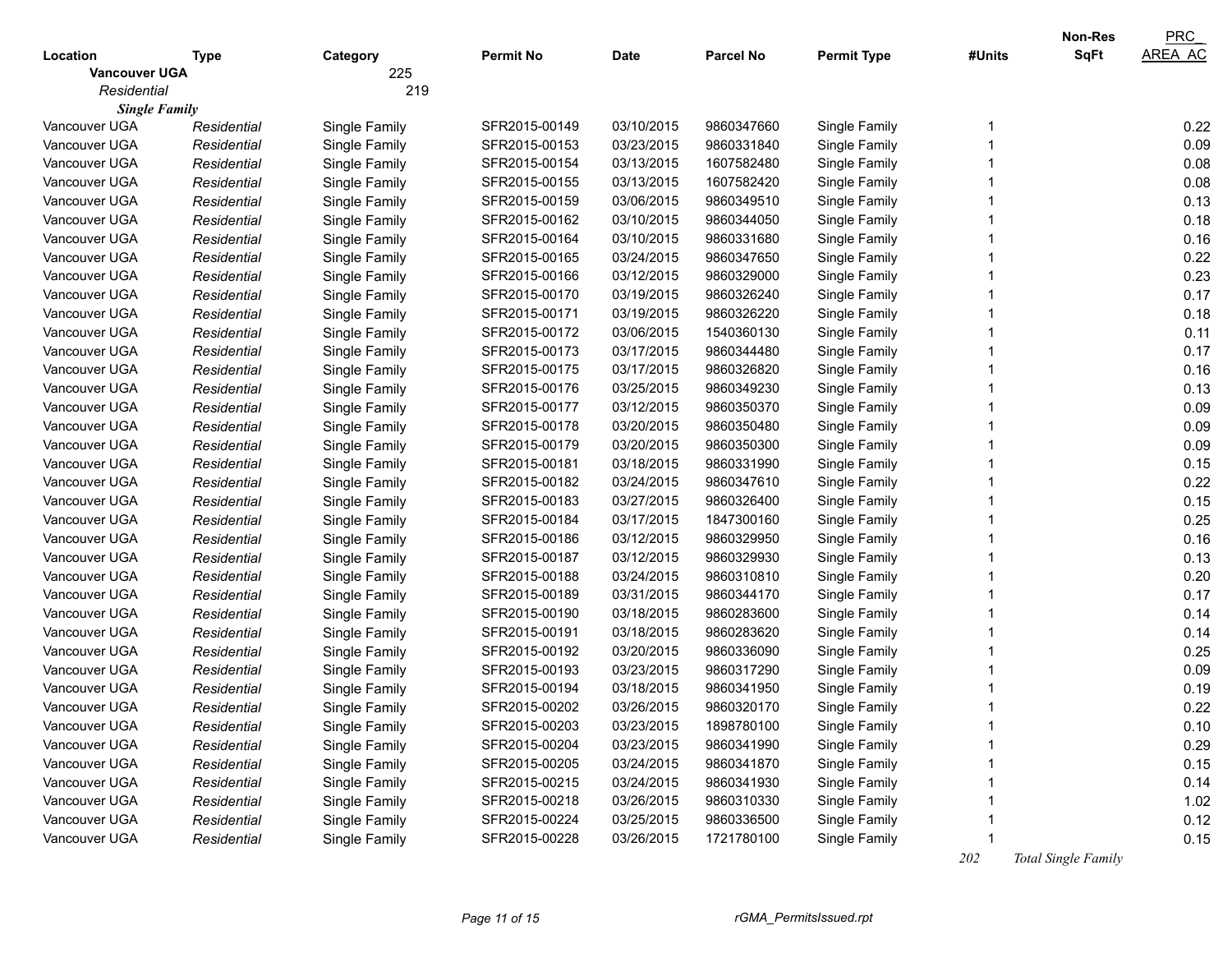| Location | Type | Category | Permit No | Date | Parcel No | Permit Type | #Units | Non-Res SqFt | PRC_ AREA_AC |
|---|---|---|---|---|---|---|---|---|---|
| **Vancouver UGA** | | 225 | | | | | | | |
| *Residential* | | 219 | | | | | | | |
| ***Single Family*** | | | | | | | | | |
| Vancouver UGA | *Residential* | Single Family | SFR2015-00149 | 03/10/2015 | 9860347660 | Single Family | 1 | | 0.22 |
| Vancouver UGA | *Residential* | Single Family | SFR2015-00153 | 03/23/2015 | 9860331840 | Single Family | 1 | | 0.09 |
| Vancouver UGA | *Residential* | Single Family | SFR2015-00154 | 03/13/2015 | 1607582480 | Single Family | 1 | | 0.08 |
| Vancouver UGA | *Residential* | Single Family | SFR2015-00155 | 03/13/2015 | 1607582420 | Single Family | 1 | | 0.08 |
| Vancouver UGA | *Residential* | Single Family | SFR2015-00159 | 03/06/2015 | 9860349510 | Single Family | 1 | | 0.13 |
| Vancouver UGA | *Residential* | Single Family | SFR2015-00162 | 03/10/2015 | 9860344050 | Single Family | 1 | | 0.18 |
| Vancouver UGA | *Residential* | Single Family | SFR2015-00164 | 03/10/2015 | 9860331680 | Single Family | 1 | | 0.16 |
| Vancouver UGA | *Residential* | Single Family | SFR2015-00165 | 03/24/2015 | 9860347650 | Single Family | 1 | | 0.22 |
| Vancouver UGA | *Residential* | Single Family | SFR2015-00166 | 03/12/2015 | 9860329000 | Single Family | 1 | | 0.23 |
| Vancouver UGA | *Residential* | Single Family | SFR2015-00170 | 03/19/2015 | 9860326240 | Single Family | 1 | | 0.17 |
| Vancouver UGA | *Residential* | Single Family | SFR2015-00171 | 03/19/2015 | 9860326220 | Single Family | 1 | | 0.18 |
| Vancouver UGA | *Residential* | Single Family | SFR2015-00172 | 03/06/2015 | 1540360130 | Single Family | 1 | | 0.11 |
| Vancouver UGA | *Residential* | Single Family | SFR2015-00173 | 03/17/2015 | 9860344480 | Single Family | 1 | | 0.17 |
| Vancouver UGA | *Residential* | Single Family | SFR2015-00175 | 03/17/2015 | 9860326820 | Single Family | 1 | | 0.16 |
| Vancouver UGA | *Residential* | Single Family | SFR2015-00176 | 03/25/2015 | 9860349230 | Single Family | 1 | | 0.13 |
| Vancouver UGA | *Residential* | Single Family | SFR2015-00177 | 03/12/2015 | 9860350370 | Single Family | 1 | | 0.09 |
| Vancouver UGA | *Residential* | Single Family | SFR2015-00178 | 03/20/2015 | 9860350480 | Single Family | 1 | | 0.09 |
| Vancouver UGA | *Residential* | Single Family | SFR2015-00179 | 03/20/2015 | 9860350300 | Single Family | 1 | | 0.09 |
| Vancouver UGA | *Residential* | Single Family | SFR2015-00181 | 03/18/2015 | 9860331990 | Single Family | 1 | | 0.15 |
| Vancouver UGA | *Residential* | Single Family | SFR2015-00182 | 03/24/2015 | 9860347610 | Single Family | 1 | | 0.22 |
| Vancouver UGA | *Residential* | Single Family | SFR2015-00183 | 03/27/2015 | 9860326400 | Single Family | 1 | | 0.15 |
| Vancouver UGA | *Residential* | Single Family | SFR2015-00184 | 03/17/2015 | 1847300160 | Single Family | 1 | | 0.25 |
| Vancouver UGA | *Residential* | Single Family | SFR2015-00186 | 03/12/2015 | 9860329950 | Single Family | 1 | | 0.16 |
| Vancouver UGA | *Residential* | Single Family | SFR2015-00187 | 03/12/2015 | 9860329930 | Single Family | 1 | | 0.13 |
| Vancouver UGA | *Residential* | Single Family | SFR2015-00188 | 03/24/2015 | 9860310810 | Single Family | 1 | | 0.20 |
| Vancouver UGA | *Residential* | Single Family | SFR2015-00189 | 03/31/2015 | 9860344170 | Single Family | 1 | | 0.17 |
| Vancouver UGA | *Residential* | Single Family | SFR2015-00190 | 03/18/2015 | 9860283600 | Single Family | 1 | | 0.14 |
| Vancouver UGA | *Residential* | Single Family | SFR2015-00191 | 03/18/2015 | 9860283620 | Single Family | 1 | | 0.14 |
| Vancouver UGA | *Residential* | Single Family | SFR2015-00192 | 03/20/2015 | 9860336090 | Single Family | 1 | | 0.25 |
| Vancouver UGA | *Residential* | Single Family | SFR2015-00193 | 03/23/2015 | 9860317290 | Single Family | 1 | | 0.09 |
| Vancouver UGA | *Residential* | Single Family | SFR2015-00194 | 03/18/2015 | 9860341950 | Single Family | 1 | | 0.19 |
| Vancouver UGA | *Residential* | Single Family | SFR2015-00202 | 03/26/2015 | 9860320170 | Single Family | 1 | | 0.22 |
| Vancouver UGA | *Residential* | Single Family | SFR2015-00203 | 03/23/2015 | 1898780100 | Single Family | 1 | | 0.10 |
| Vancouver UGA | *Residential* | Single Family | SFR2015-00204 | 03/23/2015 | 9860341990 | Single Family | 1 | | 0.29 |
| Vancouver UGA | *Residential* | Single Family | SFR2015-00205 | 03/24/2015 | 9860341870 | Single Family | 1 | | 0.15 |
| Vancouver UGA | *Residential* | Single Family | SFR2015-00215 | 03/24/2015 | 9860341930 | Single Family | 1 | | 0.14 |
| Vancouver UGA | *Residential* | Single Family | SFR2015-00218 | 03/26/2015 | 9860310330 | Single Family | 1 | | 1.02 |
| Vancouver UGA | *Residential* | Single Family | SFR2015-00224 | 03/25/2015 | 9860336500 | Single Family | 1 | | 0.12 |
| Vancouver UGA | *Residential* | Single Family | SFR2015-00228 | 03/26/2015 | 1721780100 | Single Family | 1 | | 0.15 |
| | | | | | | | *202* | *Total Single Family* | |

rGMA_PermitsIssued.rpt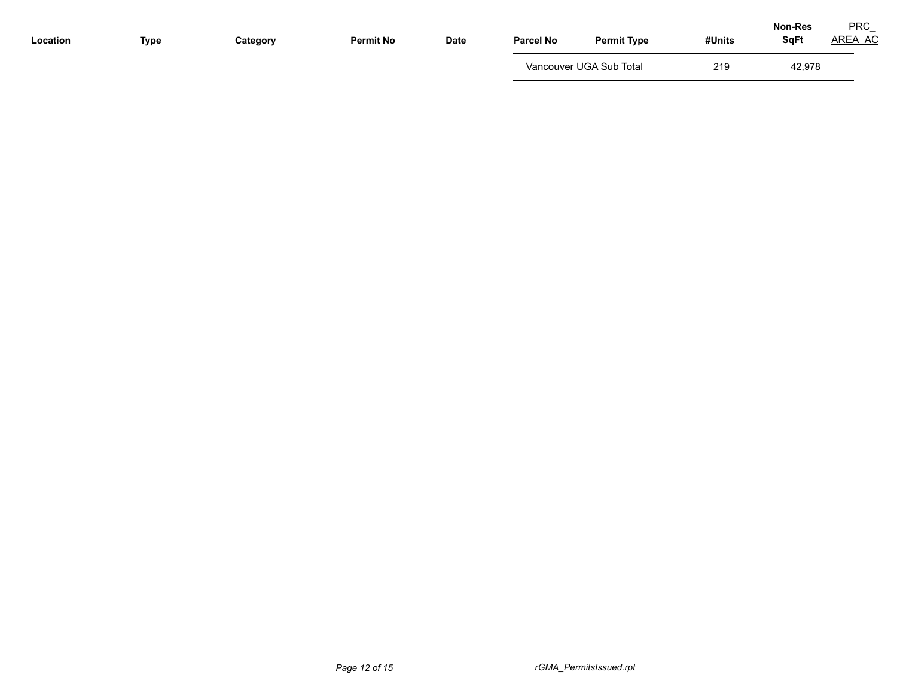| Location | Type | Category | Permit No | Date | Parcel No | Permit Type | #Units | Non-Res SqFt | PRC_AREA_AC |
|---|---|---|---|---|---|---|---|---|---|
| | | | | | Vancouver UGA Sub Total | | 219 | 42,978 | |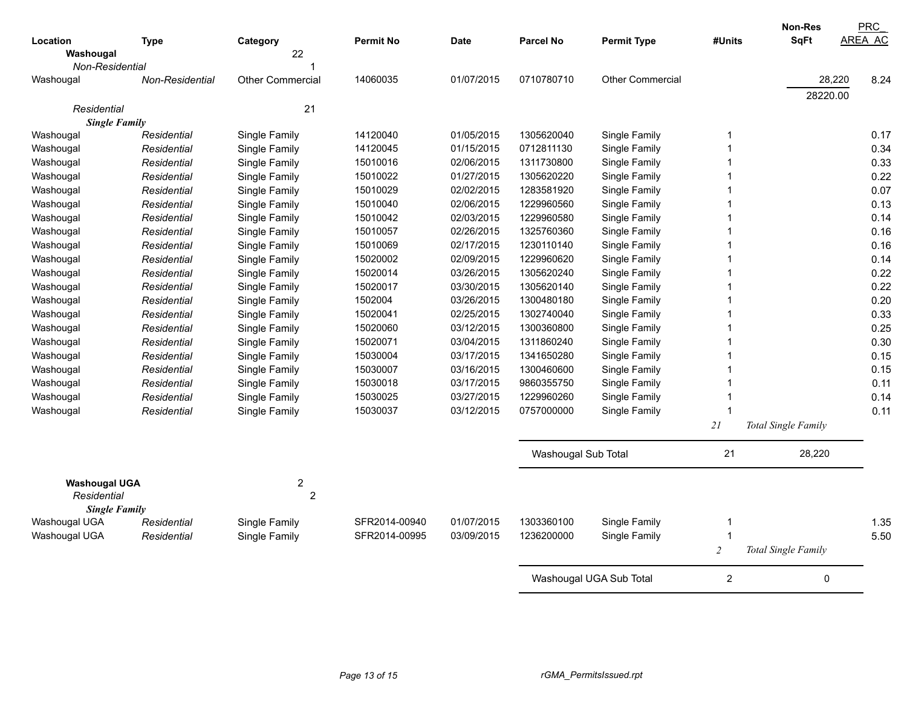| Location | Type | Category | Permit No | Date | Parcel No | Permit Type | #Units | Non-Res SqFt | PRC_AREA_AC |
|---|---|---|---|---|---|---|---|---|---|
| **Washougal** | | 22 | | | | | | | |
| *Non-Residential* | | 1 | | | | | | | |
| Washougal | *Non-Residential* | Other Commercial | 14060035 | 01/07/2015 | 0710780710 | Other Commercial | | 28,220 | 8.24 |
| | | | | | | | | 28220.00 | |
| *Residential* | | 21 | | | | | | | |
| ***Single Family*** | | | | | | | | | |
| Washougal | *Residential* | Single Family | 14120040 | 01/05/2015 | 1305620040 | Single Family | 1 | | 0.17 |
| Washougal | *Residential* | Single Family | 14120045 | 01/15/2015 | 0712811130 | Single Family | 1 | | 0.34 |
| Washougal | *Residential* | Single Family | 15010016 | 02/06/2015 | 1311730800 | Single Family | 1 | | 0.33 |
| Washougal | *Residential* | Single Family | 15010022 | 01/27/2015 | 1305620220 | Single Family | 1 | | 0.22 |
| Washougal | *Residential* | Single Family | 15010029 | 02/02/2015 | 1283581920 | Single Family | 1 | | 0.07 |
| Washougal | *Residential* | Single Family | 15010040 | 02/06/2015 | 1229960560 | Single Family | 1 | | 0.13 |
| Washougal | *Residential* | Single Family | 15010042 | 02/03/2015 | 1229960580 | Single Family | 1 | | 0.14 |
| Washougal | *Residential* | Single Family | 15010057 | 02/26/2015 | 1325760360 | Single Family | 1 | | 0.16 |
| Washougal | *Residential* | Single Family | 15010069 | 02/17/2015 | 1230110140 | Single Family | 1 | | 0.16 |
| Washougal | *Residential* | Single Family | 15020002 | 02/09/2015 | 1229960620 | Single Family | 1 | | 0.14 |
| Washougal | *Residential* | Single Family | 15020014 | 03/26/2015 | 1305620240 | Single Family | 1 | | 0.22 |
| Washougal | *Residential* | Single Family | 15020017 | 03/30/2015 | 1305620140 | Single Family | 1 | | 0.22 |
| Washougal | *Residential* | Single Family | 1502004 | 03/26/2015 | 1300480180 | Single Family | 1 | | 0.20 |
| Washougal | *Residential* | Single Family | 15020041 | 02/25/2015 | 1302740040 | Single Family | 1 | | 0.33 |
| Washougal | *Residential* | Single Family | 15020060 | 03/12/2015 | 1300360800 | Single Family | 1 | | 0.25 |
| Washougal | *Residential* | Single Family | 15020071 | 03/04/2015 | 1311860240 | Single Family | 1 | | 0.30 |
| Washougal | *Residential* | Single Family | 15030004 | 03/17/2015 | 1341650280 | Single Family | 1 | | 0.15 |
| Washougal | *Residential* | Single Family | 15030007 | 03/16/2015 | 1300460600 | Single Family | 1 | | 0.15 |
| Washougal | *Residential* | Single Family | 15030018 | 03/17/2015 | 9860355750 | Single Family | 1 | | 0.11 |
| Washougal | *Residential* | Single Family | 15030025 | 03/27/2015 | 1229960260 | Single Family | 1 | | 0.14 |
| Washougal | *Residential* | Single Family | 15030037 | 03/12/2015 | 0757000000 | Single Family | 1 | | 0.11 |
| | | | | | | | *21* | *Total Single Family* | |
| | | | | | Washougal Sub Total | | 21 | 28,220 | |
| **Washougal UGA** | | 2 | | | | | | | |
| *Residential* | | 2 | | | | | | | |
| ***Single Family*** | | | | | | | | | |
| Washougal UGA | *Residential* | Single Family | SFR2014-00940 | 01/07/2015 | 1303360100 | Single Family | 1 | | 1.35 |
| Washougal UGA | *Residential* | Single Family | SFR2014-00995 | 03/09/2015 | 1236200000 | Single Family | 1 | | 5.50 |
| | | | | | | | *2* | *Total Single Family* | |
| | | | | | Washougal UGA Sub Total | | 2 | 0 | |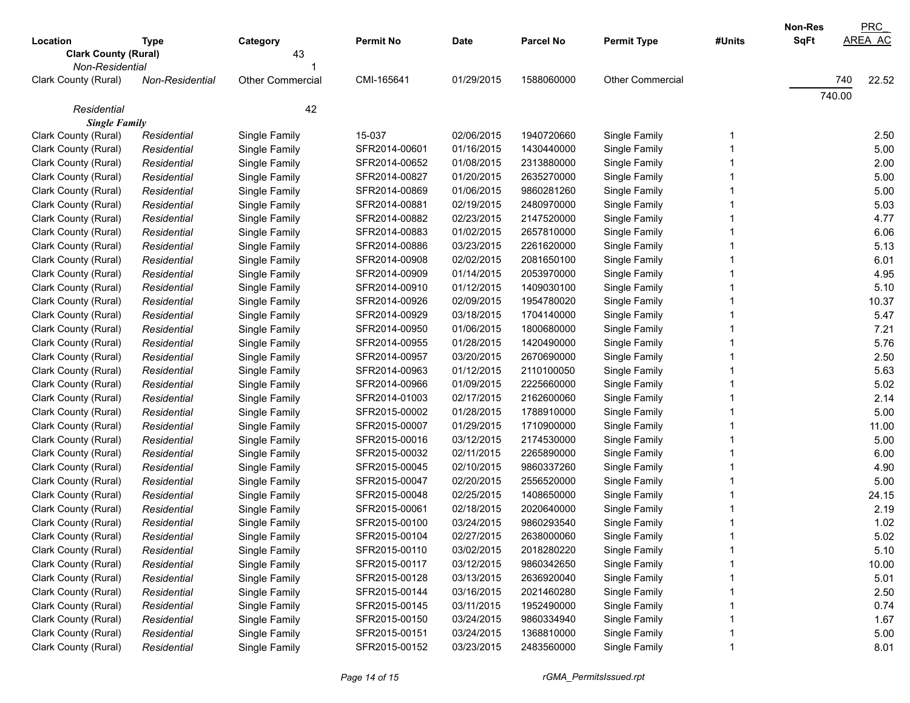| Location | Type | Category | Permit No | Date | Parcel No | Permit Type | #Units | Non-Res SqFt | PRC_ AREA_AC |
|---|---|---|---|---|---|---|---|---|---|
| **Clark County (Rural)** | | 43 | | | | | | | |
| *Non-Residential* | | 1 | | | | | | | |
| Clark County (Rural) | *Non-Residential* | Other Commercial | CMI-165641 | 01/29/2015 | 1588060000 | Other Commercial | | 740 | 22.52 |
| | | | | | | | | 740.00 | |
| *Residential* | | 42 | | | | | | | |
| ***Single Family*** | | | | | | | | | |
| Clark County (Rural) | *Residential* | Single Family | 15-037 | 02/06/2015 | 1940720660 | Single Family | 1 | | 2.50 |
| Clark County (Rural) | *Residential* | Single Family | SFR2014-00601 | 01/16/2015 | 1430440000 | Single Family | 1 | | 5.00 |
| Clark County (Rural) | *Residential* | Single Family | SFR2014-00652 | 01/08/2015 | 2313880000 | Single Family | 1 | | 2.00 |
| Clark County (Rural) | *Residential* | Single Family | SFR2014-00827 | 01/20/2015 | 2635270000 | Single Family | 1 | | 5.00 |
| Clark County (Rural) | *Residential* | Single Family | SFR2014-00869 | 01/06/2015 | 9860281260 | Single Family | 1 | | 5.00 |
| Clark County (Rural) | *Residential* | Single Family | SFR2014-00881 | 02/19/2015 | 2480970000 | Single Family | 1 | | 5.03 |
| Clark County (Rural) | *Residential* | Single Family | SFR2014-00882 | 02/23/2015 | 2147520000 | Single Family | 1 | | 4.77 |
| Clark County (Rural) | *Residential* | Single Family | SFR2014-00883 | 01/02/2015 | 2657810000 | Single Family | 1 | | 6.06 |
| Clark County (Rural) | *Residential* | Single Family | SFR2014-00886 | 03/23/2015 | 2261620000 | Single Family | 1 | | 5.13 |
| Clark County (Rural) | *Residential* | Single Family | SFR2014-00908 | 02/02/2015 | 2081650100 | Single Family | 1 | | 6.01 |
| Clark County (Rural) | *Residential* | Single Family | SFR2014-00909 | 01/14/2015 | 2053970000 | Single Family | 1 | | 4.95 |
| Clark County (Rural) | *Residential* | Single Family | SFR2014-00910 | 01/12/2015 | 1409030100 | Single Family | 1 | | 5.10 |
| Clark County (Rural) | *Residential* | Single Family | SFR2014-00926 | 02/09/2015 | 1954780020 | Single Family | 1 | | 10.37 |
| Clark County (Rural) | *Residential* | Single Family | SFR2014-00929 | 03/18/2015 | 1704140000 | Single Family | 1 | | 5.47 |
| Clark County (Rural) | *Residential* | Single Family | SFR2014-00950 | 01/06/2015 | 1800680000 | Single Family | 1 | | 7.21 |
| Clark County (Rural) | *Residential* | Single Family | SFR2014-00955 | 01/28/2015 | 1420490000 | Single Family | 1 | | 5.76 |
| Clark County (Rural) | *Residential* | Single Family | SFR2014-00957 | 03/20/2015 | 2670690000 | Single Family | 1 | | 2.50 |
| Clark County (Rural) | *Residential* | Single Family | SFR2014-00963 | 01/12/2015 | 2110100050 | Single Family | 1 | | 5.63 |
| Clark County (Rural) | *Residential* | Single Family | SFR2014-00966 | 01/09/2015 | 2225660000 | Single Family | 1 | | 5.02 |
| Clark County (Rural) | *Residential* | Single Family | SFR2014-01003 | 02/17/2015 | 2162600060 | Single Family | 1 | | 2.14 |
| Clark County (Rural) | *Residential* | Single Family | SFR2015-00002 | 01/28/2015 | 1788910000 | Single Family | 1 | | 5.00 |
| Clark County (Rural) | *Residential* | Single Family | SFR2015-00007 | 01/29/2015 | 1710900000 | Single Family | 1 | | 11.00 |
| Clark County (Rural) | *Residential* | Single Family | SFR2015-00016 | 03/12/2015 | 2174530000 | Single Family | 1 | | 5.00 |
| Clark County (Rural) | *Residential* | Single Family | SFR2015-00032 | 02/11/2015 | 2265890000 | Single Family | 1 | | 6.00 |
| Clark County (Rural) | *Residential* | Single Family | SFR2015-00045 | 02/10/2015 | 9860337260 | Single Family | 1 | | 4.90 |
| Clark County (Rural) | *Residential* | Single Family | SFR2015-00047 | 02/20/2015 | 2556520000 | Single Family | 1 | | 5.00 |
| Clark County (Rural) | *Residential* | Single Family | SFR2015-00048 | 02/25/2015 | 1408650000 | Single Family | 1 | | 24.15 |
| Clark County (Rural) | *Residential* | Single Family | SFR2015-00061 | 02/18/2015 | 2020640000 | Single Family | 1 | | 2.19 |
| Clark County (Rural) | *Residential* | Single Family | SFR2015-00100 | 03/24/2015 | 9860293540 | Single Family | 1 | | 1.02 |
| Clark County (Rural) | *Residential* | Single Family | SFR2015-00104 | 02/27/2015 | 2638000060 | Single Family | 1 | | 5.02 |
| Clark County (Rural) | *Residential* | Single Family | SFR2015-00110 | 03/02/2015 | 2018280220 | Single Family | 1 | | 5.10 |
| Clark County (Rural) | *Residential* | Single Family | SFR2015-00117 | 03/12/2015 | 9860342650 | Single Family | 1 | | 10.00 |
| Clark County (Rural) | *Residential* | Single Family | SFR2015-00128 | 03/13/2015 | 2636920040 | Single Family | 1 | | 5.01 |
| Clark County (Rural) | *Residential* | Single Family | SFR2015-00144 | 03/16/2015 | 2021460280 | Single Family | 1 | | 2.50 |
| Clark County (Rural) | *Residential* | Single Family | SFR2015-00145 | 03/11/2015 | 1952490000 | Single Family | 1 | | 0.74 |
| Clark County (Rural) | *Residential* | Single Family | SFR2015-00150 | 03/24/2015 | 9860334940 | Single Family | 1 | | 1.67 |
| Clark County (Rural) | *Residential* | Single Family | SFR2015-00151 | 03/24/2015 | 1368810000 | Single Family | 1 | | 5.00 |
| Clark County (Rural) | *Residential* | Single Family | SFR2015-00152 | 03/23/2015 | 2483560000 | Single Family | 1 | | 8.01 |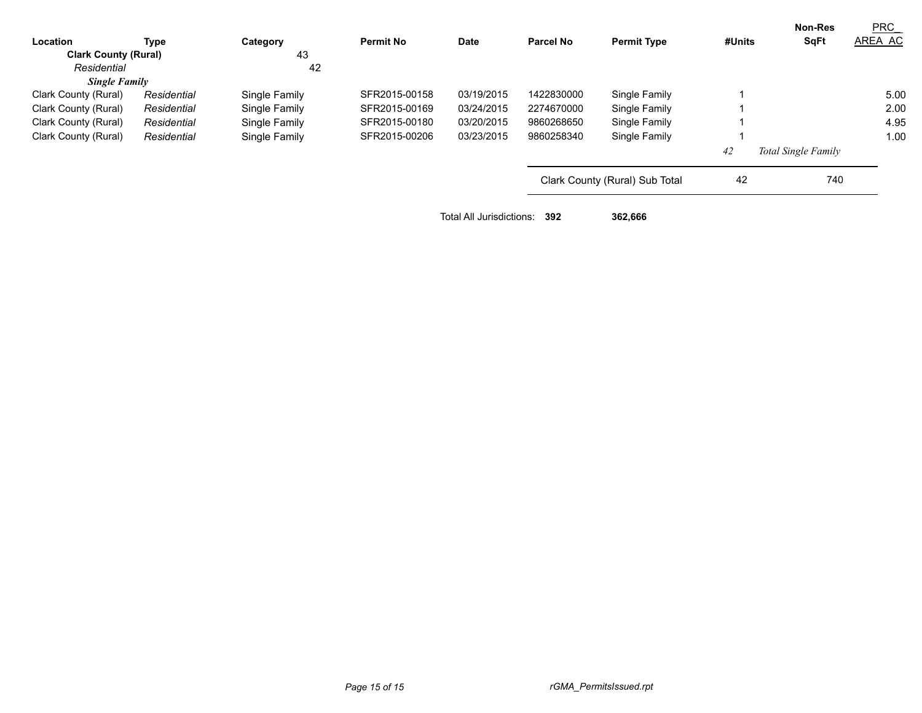| Location | Type | Category | Permit No | Date | Parcel No | Permit Type | #Units | Non-Res SqFt | PRC_ AREA_AC |
|---|---|---|---|---|---|---|---|---|---|
| **Clark County (Rural)** | | 43 | | | | | | | |
| *Residential* | | 42 | | | | | | | |
| ***Single Family*** | | | | | | | | | |
| Clark County (Rural) | *Residential* | Single Family | SFR2015-00158 | 03/19/2015 | 1422830000 | Single Family | 1 | | 5.00 |
| Clark County (Rural) | *Residential* | Single Family | SFR2015-00169 | 03/24/2015 | 2274670000 | Single Family | 1 | | 2.00 |
| Clark County (Rural) | *Residential* | Single Family | SFR2015-00180 | 03/20/2015 | 9860268650 | Single Family | 1 | | 4.95 |
| Clark County (Rural) | *Residential* | Single Family | SFR2015-00206 | 03/23/2015 | 9860258340 | Single Family | 1 | | 1.00 |
| | | | | | | | *42* | *Total Single Family* | |
| | | | | | Clark County (Rural) Sub Total | | 42 | 740 | |

Total All Jurisdictions: **392** **362,666**